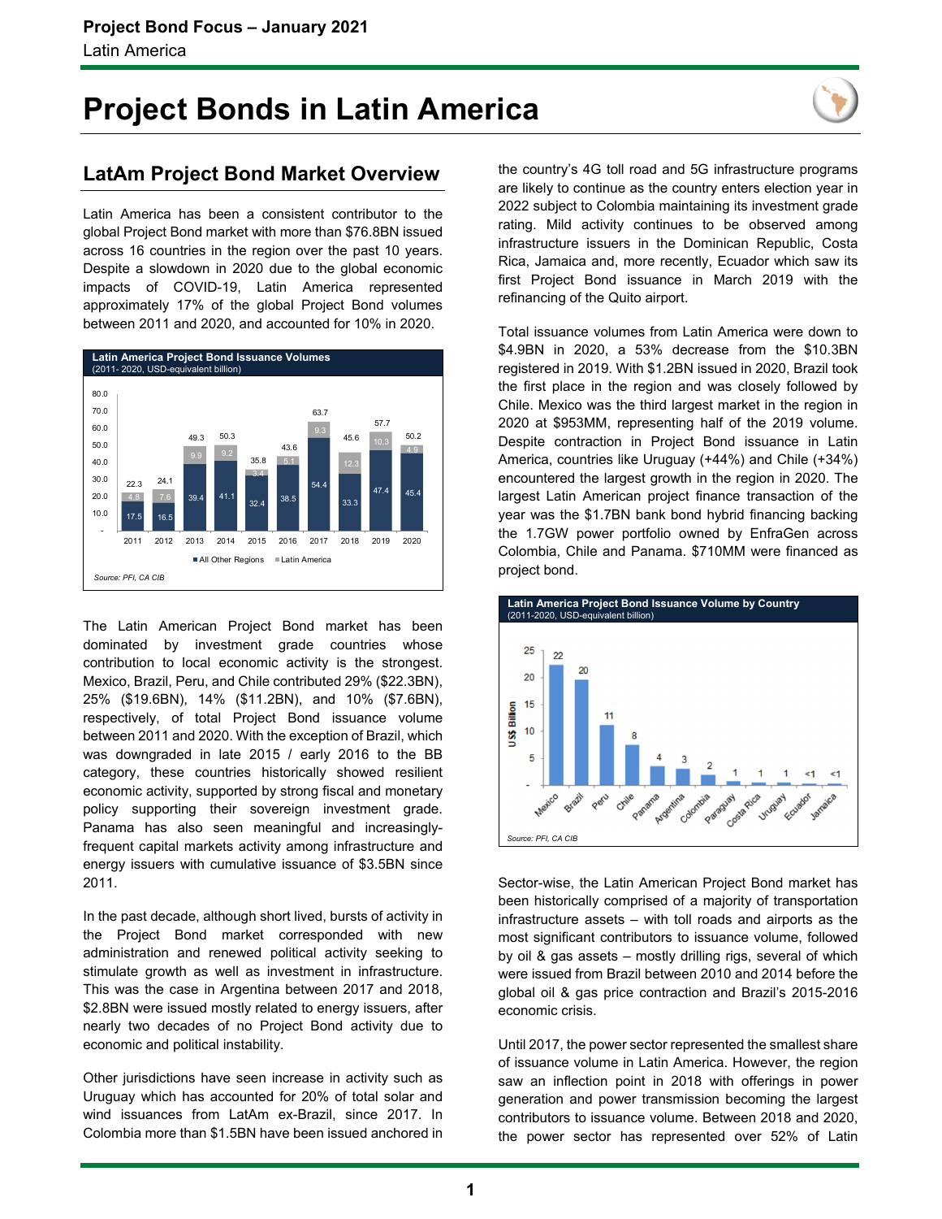# Project Bonds in Latin America

## LatAm Project Bond Market Overview

Latin America has been a consistent contributor to the global Project Bond market with more than $76.8BN issued across 16 countries in the region over the past 10 years. Despite a slowdown in 2020 due to the global economic impacts of COVID-19, Latin America represented approximately 17% of the global Project Bond volumes between 2011 and 2020, and accounted for 10% in 2020.

**Latin America Project Bond Issuance Volumes**
(2011- 2020, USD-equivalent billion)

| Year | All Other Regions | Latin America | Total |
|---|---|---|---|
| 2011 | 17.5 | 4.8 | 22.3 |
| 2012 | 16.5 | 7.6 | 24.1 |
| 2013 | 39.4 | 9.9 | 49.3 |
| 2014 | 41.1 | 9.2 | 50.3 |
| 2015 | 32.4 | 3.4 | 35.8 |
| 2016 | 38.5 | 5.1 | 43.6 |
| 2017 | 54.4 | 9.3 | 63.7 |
| 2018 | 33.3 | 12.3 | 45.6 |
| 2019 | 47.4 | 10.3 | 57.7 |
| 2020 | 45.4 | 4.9 | 50.2 |

*Source: PFI, CA CIB*

The Latin American Project Bond market has been dominated by investment grade countries whose contribution to local economic activity is the strongest. Mexico, Brazil, Peru, and Chile contributed 29% ($22.3BN), 25% ($19.6BN), 14% ($11.2BN), and 10% ($7.6BN), respectively, of total Project Bond issuance volume between 2011 and 2020. With the exception of Brazil, which was downgraded in late 2015 / early 2016 to the BB category, these countries historically showed resilient economic activity, supported by strong fiscal and monetary policy supporting their sovereign investment grade. Panama has also seen meaningful and increasingly-frequent capital markets activity among infrastructure and energy issuers with cumulative issuance of $3.5BN since 2011.

In the past decade, although short lived, bursts of activity in the Project Bond market corresponded with new administration and renewed political activity seeking to stimulate growth as well as investment in infrastructure. This was the case in Argentina between 2017 and 2018, $2.8BN were issued mostly related to energy issuers, after nearly two decades of no Project Bond activity due to economic and political instability.

Other jurisdictions have seen increase in activity such as Uruguay which has accounted for 20% of total solar and wind issuances from LatAm ex-Brazil, since 2017. In Colombia more than $1.5BN have been issued anchored in the country's 4G toll road and 5G infrastructure programs are likely to continue as the country enters election year in 2022 subject to Colombia maintaining its investment grade rating. Mild activity continues to be observed among infrastructure issuers in the Dominican Republic, Costa Rica, Jamaica and, more recently, Ecuador which saw its first Project Bond issuance in March 2019 with the refinancing of the Quito airport.

Total issuance volumes from Latin America were down to $4.9BN in 2020, a 53% decrease from the $10.3BN registered in 2019. With $1.2BN issued in 2020, Brazil took the first place in the region and was closely followed by Chile. Mexico was the third largest market in the region in 2020 at $953MM, representing half of the 2019 volume. Despite contraction in Project Bond issuance in Latin America, countries like Uruguay (+44%) and Chile (+34%) encountered the largest growth in the region in 2020. The largest Latin American project finance transaction of the year was the $1.7BN bank bond hybrid financing backing the 1.7GW power portfolio owned by EnfraGen across Colombia, Chile and Panama. $710MM were financed as project bond.

**Latin America Project Bond Issuance Volume by Country**
(2011-2020, USD-equivalent billion)

| Country | US$ Billion |
|---|---|
| Mexico | 22 |
| Brazil | 20 |
| Peru | 11 |
| Chile | 8 |
| Panama | 4 |
| Argentina | 3 |
| Colombia | 2 |
| Paraguay | 1 |
| Costa Rica | 1 |
| Uruguay | 1 |
| Ecuador | <1 |
| Jamaica | <1 |

*Source: PFI, CA CIB*

Sector-wise, the Latin American Project Bond market has been historically comprised of a majority of transportation infrastructure assets – with toll roads and airports as the most significant contributors to issuance volume, followed by oil & gas assets – mostly drilling rigs, several of which were issued from Brazil between 2010 and 2014 before the global oil & gas price contraction and Brazil's 2015-2016 economic crisis.

Until 2017, the power sector represented the smallest share of issuance volume in Latin America. However, the region saw an inflection point in 2018 with offerings in power generation and power transmission becoming the largest contributors to issuance volume. Between 2018 and 2020, the power sector has represented over 52% of Latin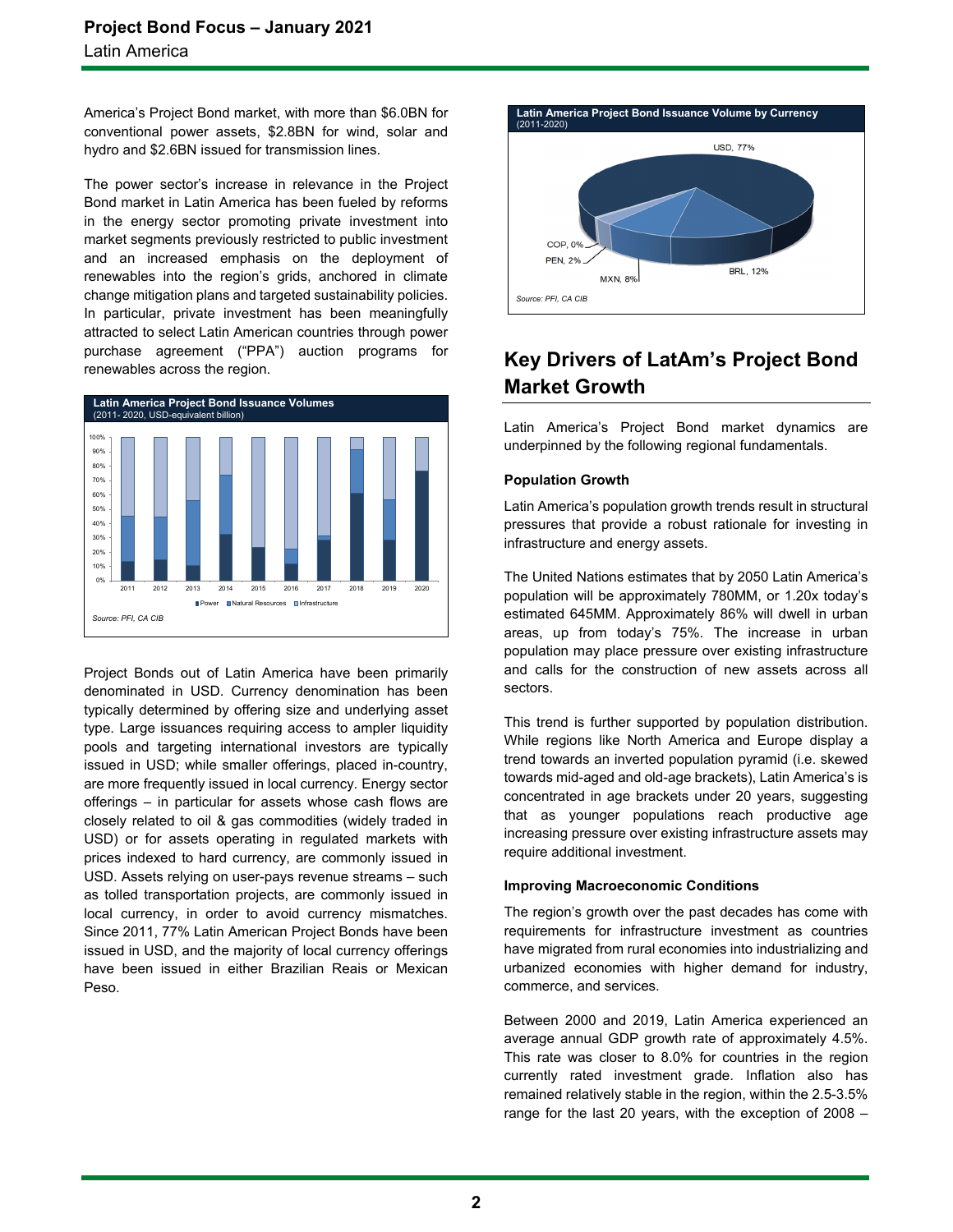America's Project Bond market, with more than $6.0BN for conventional power assets, $2.8BN for wind, solar and hydro and $2.6BN issued for transmission lines.

The power sector's increase in relevance in the Project Bond market in Latin America has been fueled by reforms in the energy sector promoting private investment into market segments previously restricted to public investment and an increased emphasis on the deployment of renewables into the region's grids, anchored in climate change mitigation plans and targeted sustainability policies. In particular, private investment has been meaningfully attracted to select Latin American countries through power purchase agreement ("PPA") auction programs for renewables across the region.

**Latin America Project Bond Issuance Volumes**
(2011- 2020, USD-equivalent billion)

*Source: PFI, CA CIB*

Project Bonds out of Latin America have been primarily denominated in USD. Currency denomination has been typically determined by offering size and underlying asset type. Large issuances requiring access to ampler liquidity pools and targeting international investors are typically issued in USD; while smaller offerings, placed in-country, are more frequently issued in local currency. Energy sector offerings – in particular for assets whose cash flows are closely related to oil & gas commodities (widely traded in USD) or for assets operating in regulated markets with prices indexed to hard currency, are commonly issued in USD. Assets relying on user-pays revenue streams – such as tolled transportation projects, are commonly issued in local currency, in order to avoid currency mismatches. Since 2011, 77% Latin American Project Bonds have been issued in USD, and the majority of local currency offerings have been issued in either Brazilian Reais or Mexican Peso.

**Latin America Project Bond Issuance Volume by Currency**
(2011-2020)

*Source: PFI, CA CIB*

## Key Drivers of LatAm's Project Bond Market Growth

Latin America's Project Bond market dynamics are underpinned by the following regional fundamentals.

### Population Growth

Latin America's population growth trends result in structural pressures that provide a robust rationale for investing in infrastructure and energy assets.

The United Nations estimates that by 2050 Latin America's population will be approximately 780MM, or 1.20x today's estimated 645MM. Approximately 86% will dwell in urban areas, up from today's 75%. The increase in urban population may place pressure over existing infrastructure and calls for the construction of new assets across all sectors.

This trend is further supported by population distribution. While regions like North America and Europe display a trend towards an inverted population pyramid (i.e. skewed towards mid-aged and old-age brackets), Latin America's is concentrated in age brackets under 20 years, suggesting that as younger populations reach productive age increasing pressure over existing infrastructure assets may require additional investment.

### Improving Macroeconomic Conditions

The region's growth over the past decades has come with requirements for infrastructure investment as countries have migrated from rural economies into industrializing and urbanized economies with higher demand for industry, commerce, and services.

Between 2000 and 2019, Latin America experienced an average annual GDP growth rate of approximately 4.5%. This rate was closer to 8.0% for countries in the region currently rated investment grade. Inflation also has remained relatively stable in the region, within the 2.5-3.5% range for the last 20 years, with the exception of 2008 –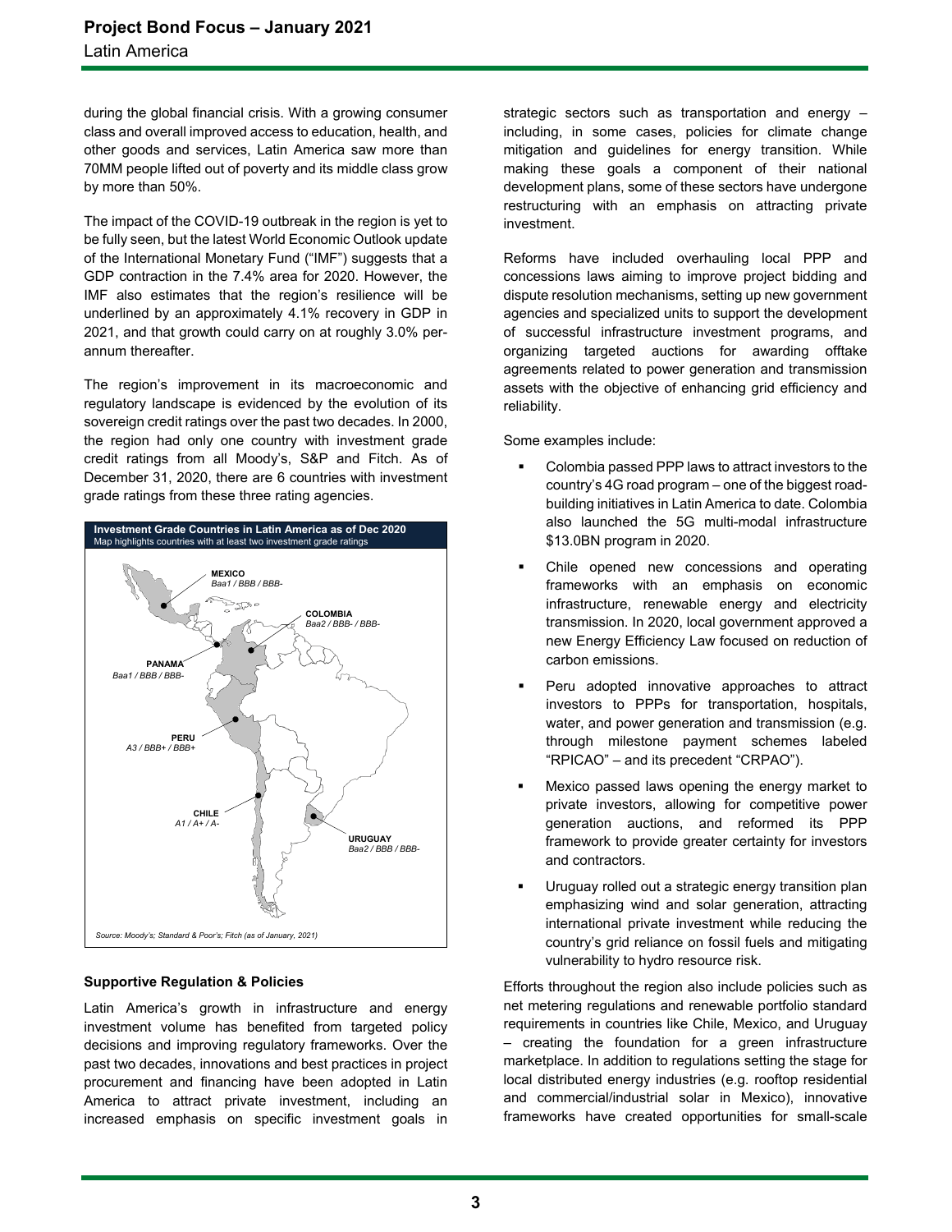during the global financial crisis. With a growing consumer class and overall improved access to education, health, and other goods and services, Latin America saw more than 70MM people lifted out of poverty and its middle class grow by more than 50%.

The impact of the COVID-19 outbreak in the region is yet to be fully seen, but the latest World Economic Outlook update of the International Monetary Fund ("IMF") suggests that a GDP contraction in the 7.4% area for 2020. However, the IMF also estimates that the region's resilience will be underlined by an approximately 4.1% recovery in GDP in 2021, and that growth could carry on at roughly 3.0% per-annum thereafter.

The region's improvement in its macroeconomic and regulatory landscape is evidenced by the evolution of its sovereign credit ratings over the past two decades. In 2000, the region had only one country with investment grade credit ratings from all Moody's, S&P and Fitch. As of December 31, 2020, there are 6 countries with investment grade ratings from these three rating agencies.

**Investment Grade Countries in Latin America as of Dec 2020**
Map highlights countries with at least two investment grade ratings

- **MEXICO** *Baa1 / BBB / BBB-*
- **COLOMBIA** *Baa2 / BBB- / BBB-*
- **PANAMA** *Baa1 / BBB / BBB-*
- **PERU** *A3 / BBB+ / BBB+*
- **CHILE** *A1 / A+ / A-*
- **URUGUAY** *Baa2 / BBB / BBB-*

*Source: Moody's; Standard & Poor's; Fitch (as of January, 2021)*

### Supportive Regulation & Policies

Latin America's growth in infrastructure and energy investment volume has benefited from targeted policy decisions and improving regulatory frameworks. Over the past two decades, innovations and best practices in project procurement and financing have been adopted in Latin America to attract private investment, including an increased emphasis on specific investment goals in strategic sectors such as transportation and energy – including, in some cases, policies for climate change mitigation and guidelines for energy transition. While making these goals a component of their national development plans, some of these sectors have undergone restructuring with an emphasis on attracting private investment.

Reforms have included overhauling local PPP and concessions laws aiming to improve project bidding and dispute resolution mechanisms, setting up new government agencies and specialized units to support the development of successful infrastructure investment programs, and organizing targeted auctions for awarding offtake agreements related to power generation and transmission assets with the objective of enhancing grid efficiency and reliability.

Some examples include:

- Colombia passed PPP laws to attract investors to the country's 4G road program – one of the biggest road-building initiatives in Latin America to date. Colombia also launched the 5G multi-modal infrastructure $13.0BN program in 2020.
- Chile opened new concessions and operating frameworks with an emphasis on economic infrastructure, renewable energy and electricity transmission. In 2020, local government approved a new Energy Efficiency Law focused on reduction of carbon emissions.
- Peru adopted innovative approaches to attract investors to PPPs for transportation, hospitals, water, and power generation and transmission (e.g. through milestone payment schemes labeled "RPICAO" – and its precedent "CRPAO").
- Mexico passed laws opening the energy market to private investors, allowing for competitive power generation auctions, and reformed its PPP framework to provide greater certainty for investors and contractors.
- Uruguay rolled out a strategic energy transition plan emphasizing wind and solar generation, attracting international private investment while reducing the country's grid reliance on fossil fuels and mitigating vulnerability to hydro resource risk.

Efforts throughout the region also include policies such as net metering regulations and renewable portfolio standard requirements in countries like Chile, Mexico, and Uruguay – creating the foundation for a green infrastructure marketplace. In addition to regulations setting the stage for local distributed energy industries (e.g. rooftop residential and commercial/industrial solar in Mexico), innovative frameworks have created opportunities for small-scale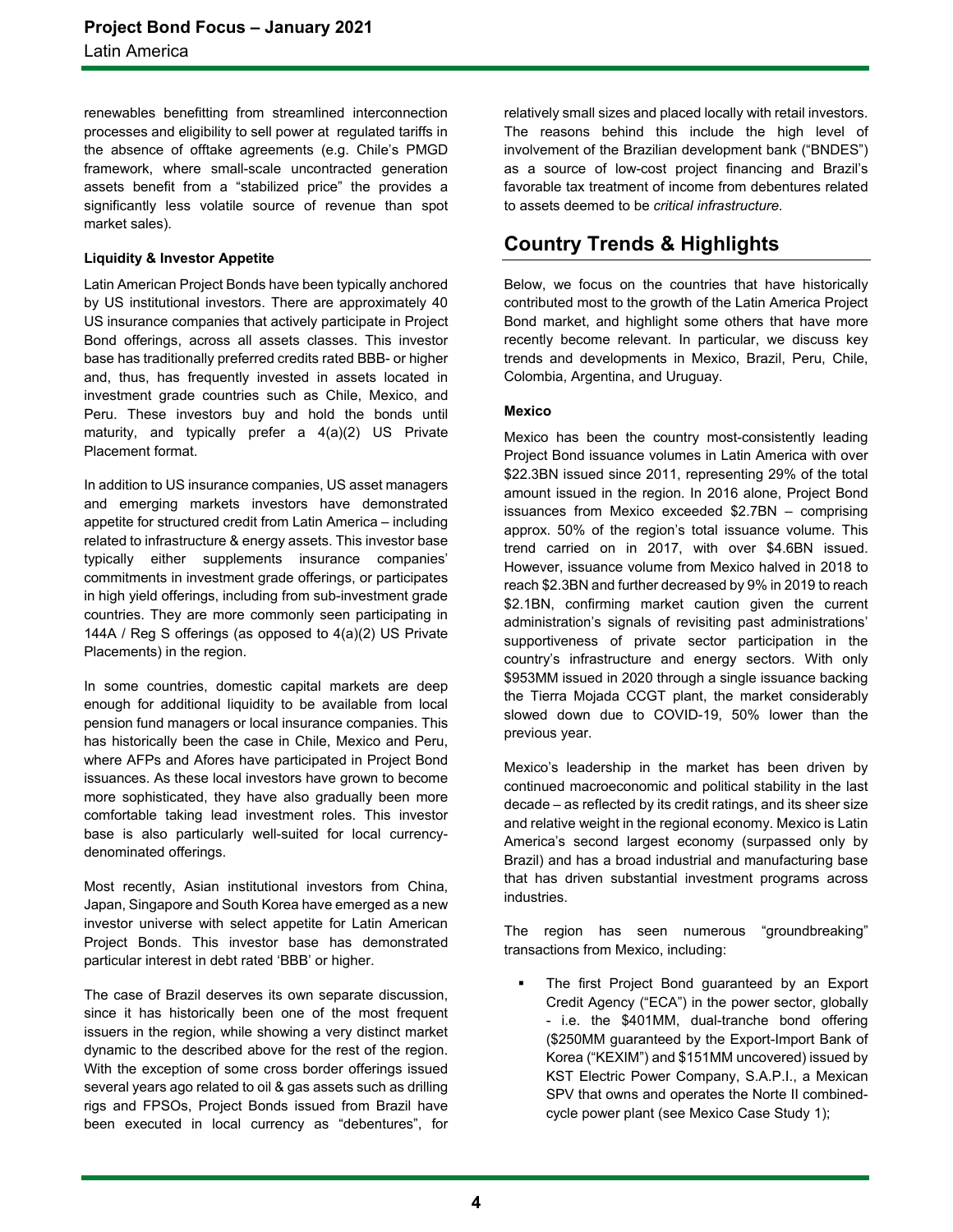renewables benefitting from streamlined interconnection processes and eligibility to sell power at regulated tariffs in the absence of offtake agreements (e.g. Chile's PMGD framework, where small-scale uncontracted generation assets benefit from a "stabilized price" the provides a significantly less volatile source of revenue than spot market sales).

**Liquidity & Investor Appetite**

Latin American Project Bonds have been typically anchored by US institutional investors. There are approximately 40 US insurance companies that actively participate in Project Bond offerings, across all assets classes. This investor base has traditionally preferred credits rated BBB- or higher and, thus, has frequently invested in assets located in investment grade countries such as Chile, Mexico, and Peru. These investors buy and hold the bonds until maturity, and typically prefer a 4(a)(2) US Private Placement format.

In addition to US insurance companies, US asset managers and emerging markets investors have demonstrated appetite for structured credit from Latin America – including related to infrastructure & energy assets. This investor base typically either supplements insurance companies' commitments in investment grade offerings, or participates in high yield offerings, including from sub-investment grade countries. They are more commonly seen participating in 144A / Reg S offerings (as opposed to 4(a)(2) US Private Placements) in the region.

In some countries, domestic capital markets are deep enough for additional liquidity to be available from local pension fund managers or local insurance companies. This has historically been the case in Chile, Mexico and Peru, where AFPs and Afores have participated in Project Bond issuances. As these local investors have grown to become more sophisticated, they have also gradually been more comfortable taking lead investment roles. This investor base is also particularly well-suited for local currency-denominated offerings.

Most recently, Asian institutional investors from China, Japan, Singapore and South Korea have emerged as a new investor universe with select appetite for Latin American Project Bonds. This investor base has demonstrated particular interest in debt rated 'BBB' or higher.

The case of Brazil deserves its own separate discussion, since it has historically been one of the most frequent issuers in the region, while showing a very distinct market dynamic to the described above for the rest of the region. With the exception of some cross border offerings issued several years ago related to oil & gas assets such as drilling rigs and FPSOs, Project Bonds issued from Brazil have been executed in local currency as "debentures", for relatively small sizes and placed locally with retail investors. The reasons behind this include the high level of involvement of the Brazilian development bank ("BNDES") as a source of low-cost project financing and Brazil's favorable tax treatment of income from debentures related to assets deemed to be *critical infrastructure*.

## Country Trends & Highlights

Below, we focus on the countries that have historically contributed most to the growth of the Latin America Project Bond market, and highlight some others that have more recently become relevant. In particular, we discuss key trends and developments in Mexico, Brazil, Peru, Chile, Colombia, Argentina, and Uruguay.

**Mexico**

Mexico has been the country most-consistently leading Project Bond issuance volumes in Latin America with over $22.3BN issued since 2011, representing 29% of the total amount issued in the region. In 2016 alone, Project Bond issuances from Mexico exceeded $2.7BN – comprising approx. 50% of the region's total issuance volume. This trend carried on in 2017, with over $4.6BN issued. However, issuance volume from Mexico halved in 2018 to reach $2.3BN and further decreased by 9% in 2019 to reach $2.1BN, confirming market caution given the current administration's signals of revisiting past administrations' supportiveness of private sector participation in the country's infrastructure and energy sectors. With only $953MM issued in 2020 through a single issuance backing the Tierra Mojada CCGT plant, the market considerably slowed down due to COVID-19, 50% lower than the previous year.

Mexico's leadership in the market has been driven by continued macroeconomic and political stability in the last decade – as reflected by its credit ratings, and its sheer size and relative weight in the regional economy. Mexico is Latin America's second largest economy (surpassed only by Brazil) and has a broad industrial and manufacturing base that has driven substantial investment programs across industries.

The region has seen numerous "groundbreaking" transactions from Mexico, including:

- The first Project Bond guaranteed by an Export Credit Agency ("ECA") in the power sector, globally - i.e. the $401MM, dual-tranche bond offering ($250MM guaranteed by the Export-Import Bank of Korea ("KEXIM") and $151MM uncovered) issued by KST Electric Power Company, S.A.P.I., a Mexican SPV that owns and operates the Norte II combined-cycle power plant (see Mexico Case Study 1);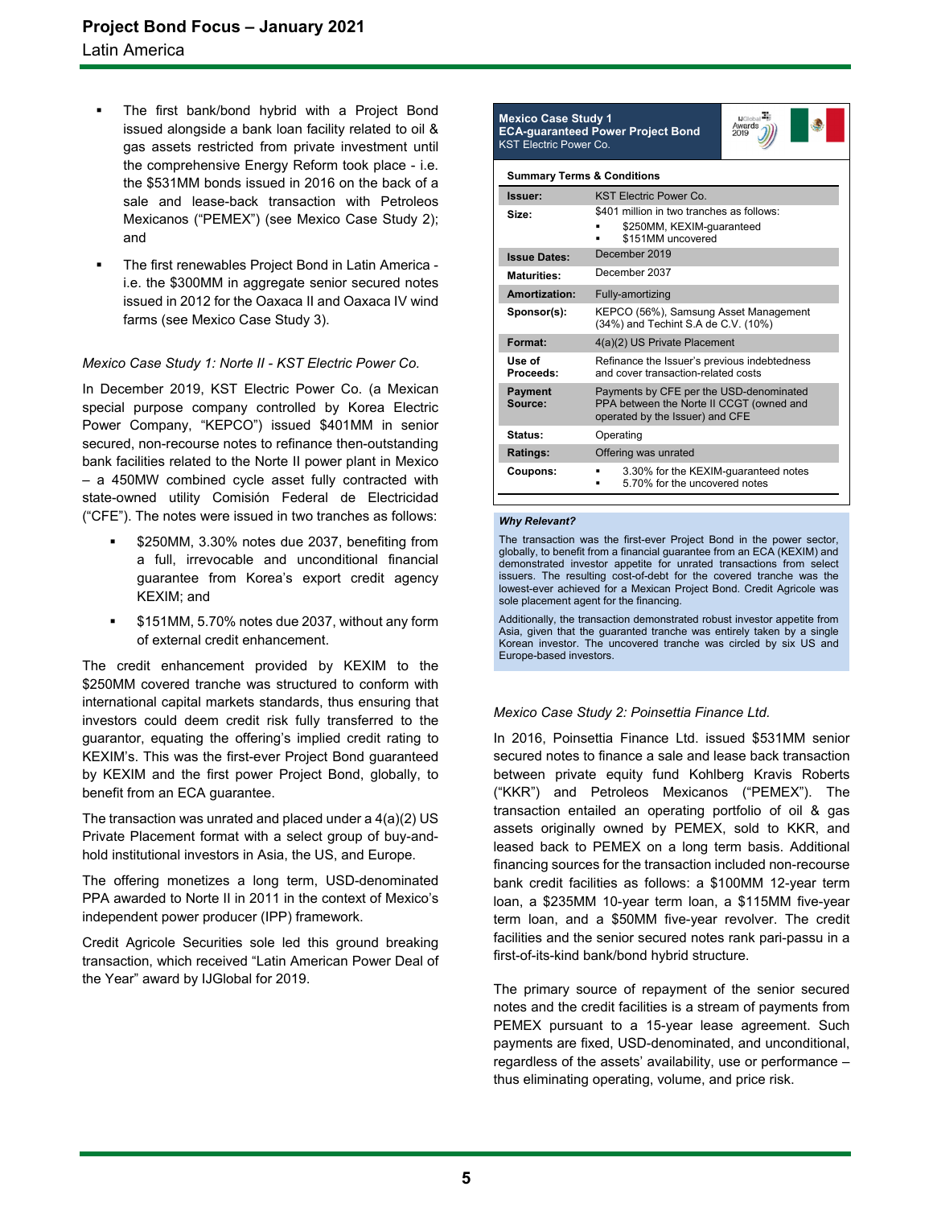- The first bank/bond hybrid with a Project Bond issued alongside a bank loan facility related to oil & gas assets restricted from private investment until the comprehensive Energy Reform took place - i.e. the $531MM bonds issued in 2016 on the back of a sale and lease-back transaction with Petroleos Mexicanos ("PEMEX") (see Mexico Case Study 2); and
- The first renewables Project Bond in Latin America - i.e. the $300MM in aggregate senior secured notes issued in 2012 for the Oaxaca II and Oaxaca IV wind farms (see Mexico Case Study 3).

*Mexico Case Study 1: Norte II - KST Electric Power Co.*

In December 2019, KST Electric Power Co. (a Mexican special purpose company controlled by Korea Electric Power Company, "KEPCO") issued $401MM in senior secured, non-recourse notes to refinance then-outstanding bank facilities related to the Norte II power plant in Mexico – a 450MW combined cycle asset fully contracted with state-owned utility Comisión Federal de Electricidad ("CFE"). The notes were issued in two tranches as follows:

- $250MM, 3.30% notes due 2037, benefiting from a full, irrevocable and unconditional financial guarantee from Korea's export credit agency KEXIM; and
- $151MM, 5.70% notes due 2037, without any form of external credit enhancement.

The credit enhancement provided by KEXIM to the $250MM covered tranche was structured to conform with international capital markets standards, thus ensuring that investors could deem credit risk fully transferred to the guarantor, equating the offering's implied credit rating to KEXIM's. This was the first-ever Project Bond guaranteed by KEXIM and the first power Project Bond, globally, to benefit from an ECA guarantee.

The transaction was unrated and placed under a 4(a)(2) US Private Placement format with a select group of buy-and-hold institutional investors in Asia, the US, and Europe.

The offering monetizes a long term, USD-denominated PPA awarded to Norte II in 2011 in the context of Mexico's independent power producer (IPP) framework.

Credit Agricole Securities sole led this ground breaking transaction, which received "Latin American Power Deal of the Year" award by IJGlobal for 2019.

**Mexico Case Study 1**
**ECA-guaranteed Power Project Bond**
KST Electric Power Co.

IJGlobal Awards 2019

**Summary Terms & Conditions**

| | |
|---|---|
| **Issuer:** | KST Electric Power Co. |
| **Size:** | $401 million in two tranches as follows:<br>▪ $250MM, KEXIM-guaranteed<br>▪ $151MM uncovered |
| **Issue Dates:** | December 2019 |
| **Maturities:** | December 2037 |
| **Amortization:** | Fully-amortizing |
| **Sponsor(s):** | KEPCO (56%), Samsung Asset Management (34%) and Techint S.A de C.V. (10%) |
| **Format:** | 4(a)(2) US Private Placement |
| **Use of Proceeds:** | Refinance the Issuer's previous indebtedness and cover transaction-related costs |
| **Payment Source:** | Payments by CFE per the USD-denominated PPA between the Norte II CCGT (owned and operated by the Issuer) and CFE |
| **Status:** | Operating |
| **Ratings:** | Offering was unrated |
| **Coupons:** | ▪ 3.30% for the KEXIM-guaranteed notes<br>▪ 5.70% for the uncovered notes |

***Why Relevant?***

The transaction was the first-ever Project Bond in the power sector, globally, to benefit from a financial guarantee from an ECA (KEXIM) and demonstrated investor appetite for unrated transactions from select issuers. The resulting cost-of-debt for the covered tranche was the lowest-ever achieved for a Mexican Project Bond. Credit Agricole was sole placement agent for the financing.

Additionally, the transaction demonstrated robust investor appetite from Asia, given that the guaranted tranche was entirely taken by a single Korean investor. The uncovered tranche was circled by six US and Europe-based investors.

*Mexico Case Study 2: Poinsettia Finance Ltd.*

In 2016, Poinsettia Finance Ltd. issued $531MM senior secured notes to finance a sale and lease back transaction between private equity fund Kohlberg Kravis Roberts ("KKR") and Petroleos Mexicanos ("PEMEX"). The transaction entailed an operating portfolio of oil & gas assets originally owned by PEMEX, sold to KKR, and leased back to PEMEX on a long term basis. Additional financing sources for the transaction included non-recourse bank credit facilities as follows: a $100MM 12-year term loan, a $235MM 10-year term loan, a $115MM five-year term loan, and a $50MM five-year revolver. The credit facilities and the senior secured notes rank pari-passu in a first-of-its-kind bank/bond hybrid structure.

The primary source of repayment of the senior secured notes and the credit facilities is a stream of payments from PEMEX pursuant to a 15-year lease agreement. Such payments are fixed, USD-denominated, and unconditional, regardless of the assets' availability, use or performance – thus eliminating operating, volume, and price risk.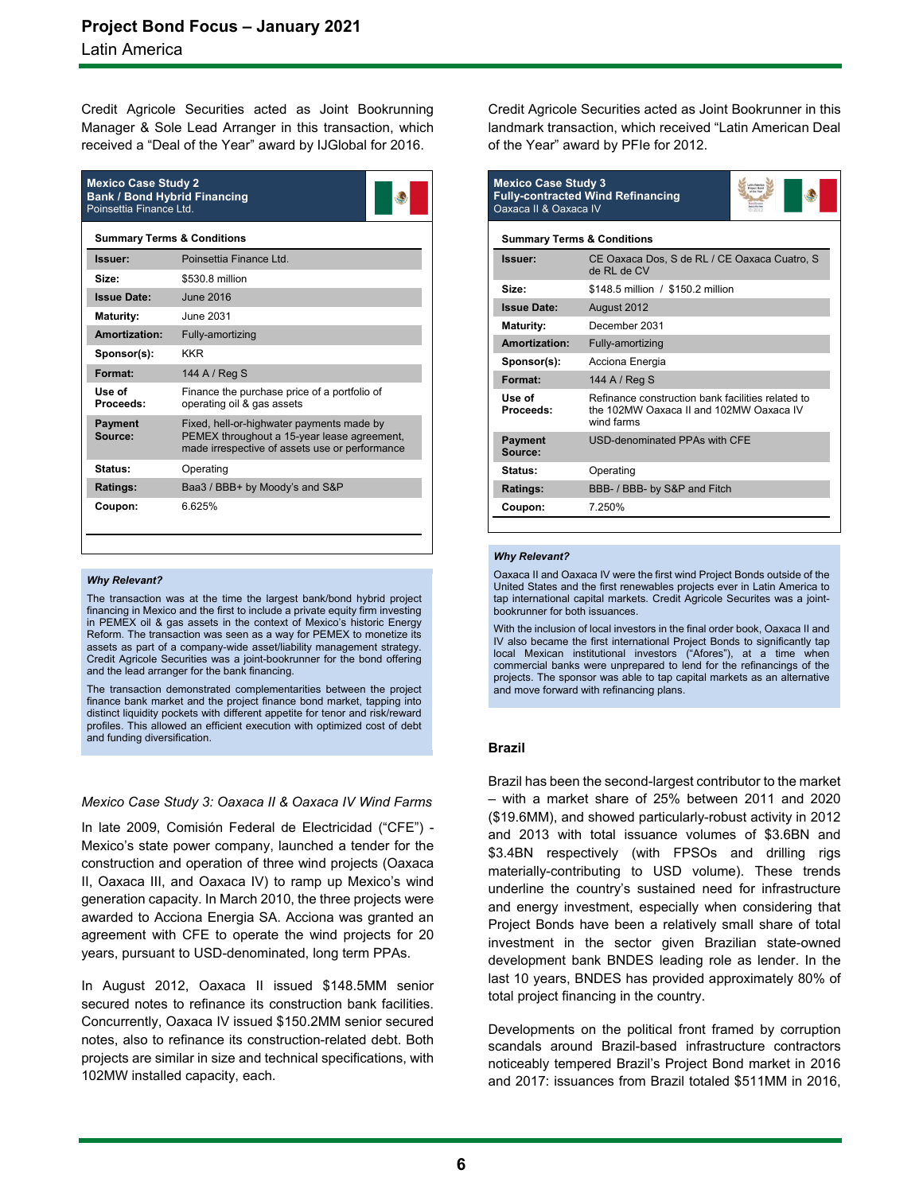Credit Agricole Securities acted as Joint Bookrunning Manager & Sole Lead Arranger in this transaction, which received a "Deal of the Year" award by IJGlobal for 2016.

**Mexico Case Study 2**
**Bank / Bond Hybrid Financing**
Poinsettia Finance Ltd.

**Summary Terms & Conditions**

| | |
|---|---|
| **Issuer:** | Poinsettia Finance Ltd. |
| **Size:** | $530.8 million |
| **Issue Date:** | June 2016 |
| **Maturity:** | June 2031 |
| **Amortization:** | Fully-amortizing |
| **Sponsor(s):** | KKR |
| **Format:** | 144 A / Reg S |
| **Use of Proceeds:** | Finance the purchase price of a portfolio of operating oil & gas assets |
| **Payment Source:** | Fixed, hell-or-highwater payments made by PEMEX throughout a 15-year lease agreement, made irrespective of assets use or performance |
| **Status:** | Operating |
| **Ratings:** | Baa3 / BBB+ by Moody's and S&P |
| **Coupon:** | 6.625% |

***Why Relevant?***

The transaction was at the time the largest bank/bond hybrid project financing in Mexico and the first to include a private equity firm investing in PEMEX oil & gas assets in the context of Mexico's historic Energy Reform. The transaction was seen as a way for PEMEX to monetize its assets as part of a company-wide asset/liability management strategy. Credit Agricole Securities was a joint-bookrunner for the bond offering and the lead arranger for the bank financing.

The transaction demonstrated complementarities between the project finance bank market and the project finance bond market, tapping into distinct liquidity pockets with different appetite for tenor and risk/reward profiles. This allowed an efficient execution with optimized cost of debt and funding diversification.

*Mexico Case Study 3: Oaxaca II & Oaxaca IV Wind Farms*

In late 2009, Comisión Federal de Electricidad ("CFE") - Mexico's state power company, launched a tender for the construction and operation of three wind projects (Oaxaca II, Oaxaca III, and Oaxaca IV) to ramp up Mexico's wind generation capacity. In March 2010, the three projects were awarded to Acciona Energia SA. Acciona was granted an agreement with CFE to operate the wind projects for 20 years, pursuant to USD-denominated, long term PPAs.

In August 2012, Oaxaca II issued $148.5MM senior secured notes to refinance its construction bank facilities. Concurrently, Oaxaca IV issued $150.2MM senior secured notes, also to refinance its construction-related debt. Both projects are similar in size and technical specifications, with 102MW installed capacity, each.

Credit Agricole Securities acted as Joint Bookrunner in this landmark transaction, which received "Latin American Deal of the Year" award by PFIe for 2012.

**Mexico Case Study 3**
**Fully-contracted Wind Refinancing**
Oaxaca II & Oaxaca IV

**Summary Terms & Conditions**

| | |
|---|---|
| **Issuer:** | CE Oaxaca Dos, S de RL / CE Oaxaca Cuatro, S de RL de CV |
| **Size:** | $148.5 million / $150.2 million |
| **Issue Date:** | August 2012 |
| **Maturity:** | December 2031 |
| **Amortization:** | Fully-amortizing |
| **Sponsor(s):** | Acciona Energia |
| **Format:** | 144 A / Reg S |
| **Use of Proceeds:** | Refinance construction bank facilities related to the 102MW Oaxaca II and 102MW Oaxaca IV wind farms |
| **Payment Source:** | USD-denominated PPAs with CFE |
| **Status:** | Operating |
| **Ratings:** | BBB- / BBB- by S&P and Fitch |
| **Coupon:** | 7.250% |

***Why Relevant?***

Oaxaca II and Oaxaca IV were the first wind Project Bonds outside of the United States and the first renewables projects ever in Latin America to tap international capital markets. Credit Agricole Securites was a joint-bookrunner for both issuances.

With the inclusion of local investors in the final order book, Oaxaca II and IV also became the first international Project Bonds to significantly tap local Mexican institutional investors ("Afores"), at a time when commercial banks were unprepared to lend for the refinancings of the projects. The sponsor was able to tap capital markets as an alternative and move forward with refinancing plans.

**Brazil**

Brazil has been the second-largest contributor to the market – with a market share of 25% between 2011 and 2020 ($19.6MM), and showed particularly-robust activity in 2012 and 2013 with total issuance volumes of $3.6BN and $3.4BN respectively (with FPSOs and drilling rigs materially-contributing to USD volume). These trends underline the country's sustained need for infrastructure and energy investment, especially when considering that Project Bonds have been a relatively small share of total investment in the sector given Brazilian state-owned development bank BNDES leading role as lender. In the last 10 years, BNDES has provided approximately 80% of total project financing in the country.

Developments on the political front framed by corruption scandals around Brazil-based infrastructure contractors noticeably tempered Brazil's Project Bond market in 2016 and 2017: issuances from Brazil totaled $511MM in 2016,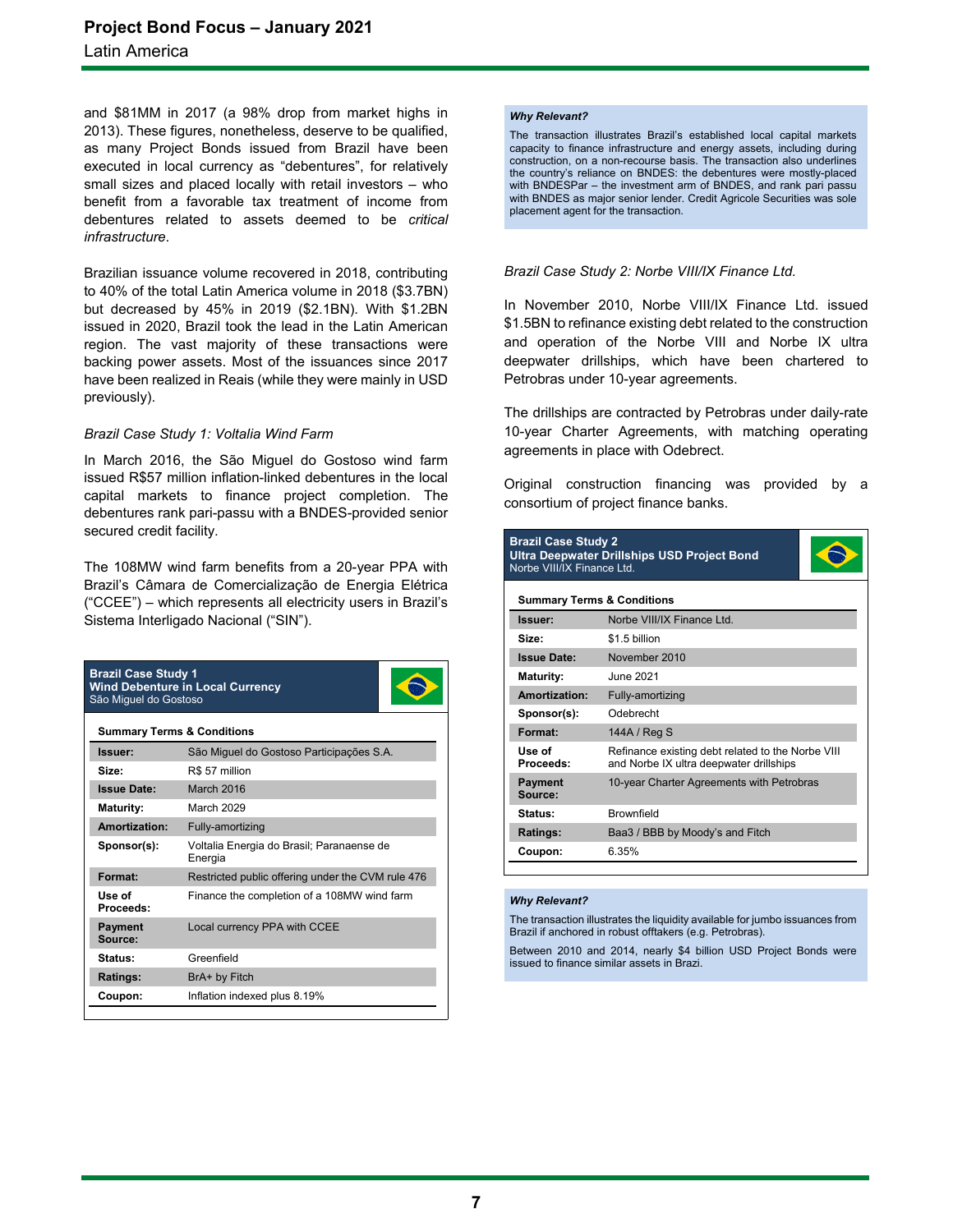and $81MM in 2017 (a 98% drop from market highs in 2013). These figures, nonetheless, deserve to be qualified, as many Project Bonds issued from Brazil have been executed in local currency as "debentures", for relatively small sizes and placed locally with retail investors – who benefit from a favorable tax treatment of income from debentures related to assets deemed to be *critical infrastructure*.

Brazilian issuance volume recovered in 2018, contributing to 40% of the total Latin America volume in 2018 ($3.7BN) but decreased by 45% in 2019 ($2.1BN). With $1.2BN issued in 2020, Brazil took the lead in the Latin American region. The vast majority of these transactions were backing power assets. Most of the issuances since 2017 have been realized in Reais (while they were mainly in USD previously).

*Brazil Case Study 1: Voltalia Wind Farm*

In March 2016, the São Miguel do Gostoso wind farm issued R$57 million inflation-linked debentures in the local capital markets to finance project completion. The debentures rank pari-passu with a BNDES-provided senior secured credit facility.

The 108MW wind farm benefits from a 20-year PPA with Brazil's Câmara de Comercialização de Energia Elétrica ("CCEE") – which represents all electricity users in Brazil's Sistema Interligado Nacional ("SIN").

**Brazil Case Study 1**
**Wind Debenture in Local Currency**
São Miguel do Gostoso

**Summary Terms & Conditions**

| | |
|---|---|
| **Issuer:** | São Miguel do Gostoso Participações S.A. |
| **Size:** | R$ 57 million |
| **Issue Date:** | March 2016 |
| **Maturity:** | March 2029 |
| **Amortization:** | Fully-amortizing |
| **Sponsor(s):** | Voltalia Energia do Brasil; Paranaense de Energia |
| **Format:** | Restricted public offering under the CVM rule 476 |
| **Use of Proceeds:** | Finance the completion of a 108MW wind farm |
| **Payment Source:** | Local currency PPA with CCEE |
| **Status:** | Greenfield |
| **Ratings:** | BrA+ by Fitch |
| **Coupon:** | Inflation indexed plus 8.19% |

***Why Relevant?***

The transaction illustrates Brazil's established local capital markets capacity to finance infrastructure and energy assets, including during construction, on a non-recourse basis. The transaction also underlines the country's reliance on BNDES: the debentures were mostly-placed with BNDESPar – the investment arm of BNDES, and rank pari passu with BNDES as major senior lender. Credit Agricole Securities was sole placement agent for the transaction.

*Brazil Case Study 2: Norbe VIII/IX Finance Ltd.*

In November 2010, Norbe VIII/IX Finance Ltd. issued $1.5BN to refinance existing debt related to the construction and operation of the Norbe VIII and Norbe IX ultra deepwater drillships, which have been chartered to Petrobras under 10-year agreements.

The drillships are contracted by Petrobras under daily-rate 10-year Charter Agreements, with matching operating agreements in place with Odebrect.

Original construction financing was provided by a consortium of project finance banks.

**Brazil Case Study 2**
**Ultra Deepwater Drillships USD Project Bond**
Norbe VIII/IX Finance Ltd.

**Summary Terms & Conditions**

| | |
|---|---|
| **Issuer:** | Norbe VIII/IX Finance Ltd. |
| **Size:** | $1.5 billion |
| **Issue Date:** | November 2010 |
| **Maturity:** | June 2021 |
| **Amortization:** | Fully-amortizing |
| **Sponsor(s):** | Odebrecht |
| **Format:** | 144A / Reg S |
| **Use of Proceeds:** | Refinance existing debt related to the Norbe VIII and Norbe IX ultra deepwater drillships |
| **Payment Source:** | 10-year Charter Agreements with Petrobras |
| **Status:** | Brownfield |
| **Ratings:** | Baa3 / BBB by Moody's and Fitch |
| **Coupon:** | 6.35% |

***Why Relevant?***

The transaction illustrates the liquidity available for jumbo issuances from Brazil if anchored in robust offtakers (e.g. Petrobras).

Between 2010 and 2014, nearly $4 billion USD Project Bonds were issued to finance similar assets in Brazi.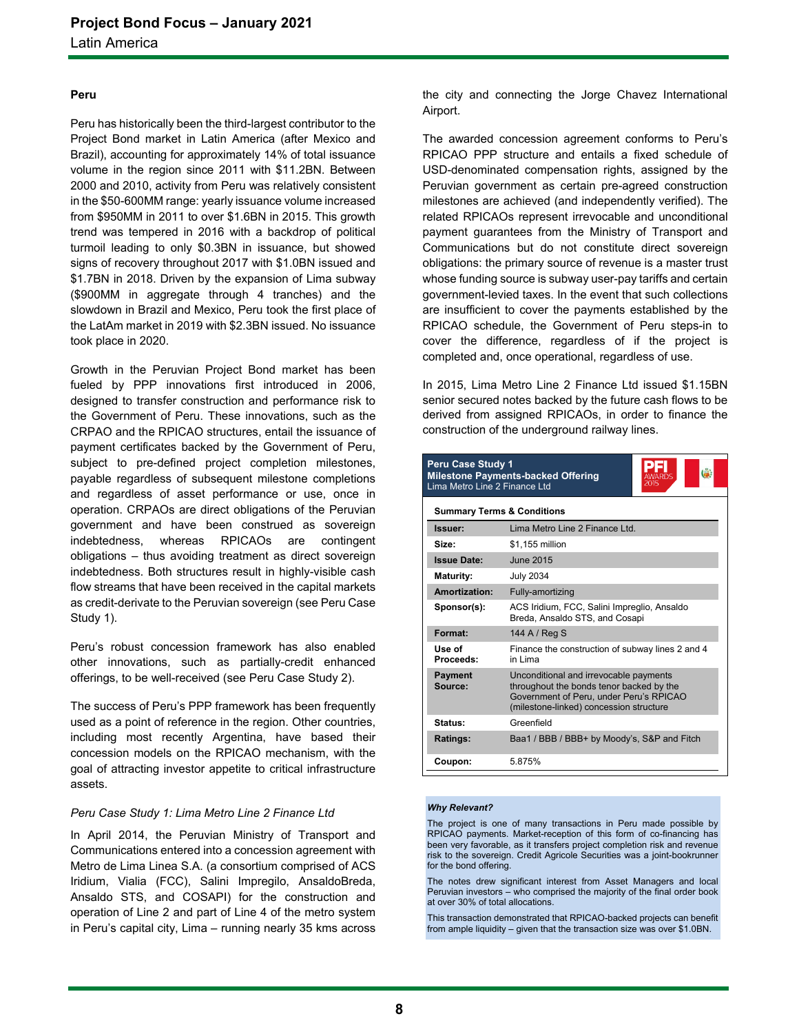## Peru

Peru has historically been the third-largest contributor to the Project Bond market in Latin America (after Mexico and Brazil), accounting for approximately 14% of total issuance volume in the region since 2011 with $11.2BN. Between 2000 and 2010, activity from Peru was relatively consistent in the $50-600MM range: yearly issuance volume increased from $950MM in 2011 to over $1.6BN in 2015. This growth trend was tempered in 2016 with a backdrop of political turmoil leading to only $0.3BN in issuance, but showed signs of recovery throughout 2017 with $1.0BN issued and $1.7BN in 2018. Driven by the expansion of Lima subway ($900MM in aggregate through 4 tranches) and the slowdown in Brazil and Mexico, Peru took the first place of the LatAm market in 2019 with $2.3BN issued. No issuance took place in 2020.

Growth in the Peruvian Project Bond market has been fueled by PPP innovations first introduced in 2006, designed to transfer construction and performance risk to the Government of Peru. These innovations, such as the CRPAO and the RPICAO structures, entail the issuance of payment certificates backed by the Government of Peru, subject to pre-defined project completion milestones, payable regardless of subsequent milestone completions and regardless of asset performance or use, once in operation. CRPAOs are direct obligations of the Peruvian government and have been construed as sovereign indebtedness, whereas RPICAOs are contingent obligations – thus avoiding treatment as direct sovereign indebtedness. Both structures result in highly-visible cash flow streams that have been received in the capital markets as credit-derivate to the Peruvian sovereign (see Peru Case Study 1).

Peru's robust concession framework has also enabled other innovations, such as partially-credit enhanced offerings, to be well-received (see Peru Case Study 2).

The success of Peru's PPP framework has been frequently used as a point of reference in the region. Other countries, including most recently Argentina, have based their concession models on the RPICAO mechanism, with the goal of attracting investor appetite to critical infrastructure assets.

*Peru Case Study 1: Lima Metro Line 2 Finance Ltd*

In April 2014, the Peruvian Ministry of Transport and Communications entered into a concession agreement with Metro de Lima Linea S.A. (a consortium comprised of ACS Iridium, Vialia (FCC), Salini Impregilo, AnsaldoBreda, Ansaldo STS, and COSAPI) for the construction and operation of Line 2 and part of Line 4 of the metro system in Peru's capital city, Lima – running nearly 35 kms across the city and connecting the Jorge Chavez International Airport.

The awarded concession agreement conforms to Peru's RPICAO PPP structure and entails a fixed schedule of USD-denominated compensation rights, assigned by the Peruvian government as certain pre-agreed construction milestones are achieved (and independently verified). The related RPICAOs represent irrevocable and unconditional payment guarantees from the Ministry of Transport and Communications but do not constitute direct sovereign obligations: the primary source of revenue is a master trust whose funding source is subway user-pay tariffs and certain government-levied taxes. In the event that such collections are insufficient to cover the payments established by the RPICAO schedule, the Government of Peru steps-in to cover the difference, regardless of if the project is completed and, once operational, regardless of use.

In 2015, Lima Metro Line 2 Finance Ltd issued $1.15BN senior secured notes backed by the future cash flows to be derived from assigned RPICAOs, in order to finance the construction of the underground railway lines.

**Peru Case Study 1**
**Milestone Payments-backed Offering**
Lima Metro Line 2 Finance Ltd

PFI AWARDS 2015

**Summary Terms & Conditions**

| | |
|---|---|
| **Issuer:** | Lima Metro Line 2 Finance Ltd. |
| **Size:** | $1,155 million |
| **Issue Date:** | June 2015 |
| **Maturity:** | July 2034 |
| **Amortization:** | Fully-amortizing |
| **Sponsor(s):** | ACS Iridium, FCC, Salini Impreglio, Ansaldo Breda, Ansaldo STS, and Cosapi |
| **Format:** | 144 A / Reg S |
| **Use of Proceeds:** | Finance the construction of subway lines 2 and 4 in Lima |
| **Payment Source:** | Unconditional and irrevocable payments throughout the bonds tenor backed by the Government of Peru, under Peru's RPICAO (milestone-linked) concession structure |
| **Status:** | Greenfield |
| **Ratings:** | Baa1 / BBB / BBB+ by Moody's, S&P and Fitch |
| **Coupon:** | 5.875% |

***Why Relevant?***

The project is one of many transactions in Peru made possible by RPICAO payments. Market-reception of this form of co-financing has been very favorable, as it transfers project completion risk and revenue risk to the sovereign. Credit Agricole Securities was a joint-bookrunner for the bond offering.

The notes drew significant interest from Asset Managers and local Peruvian investors – who comprised the majority of the final order book at over 30% of total allocations.

This transaction demonstrated that RPICAO-backed projects can benefit from ample liquidity – given that the transaction size was over $1.0BN.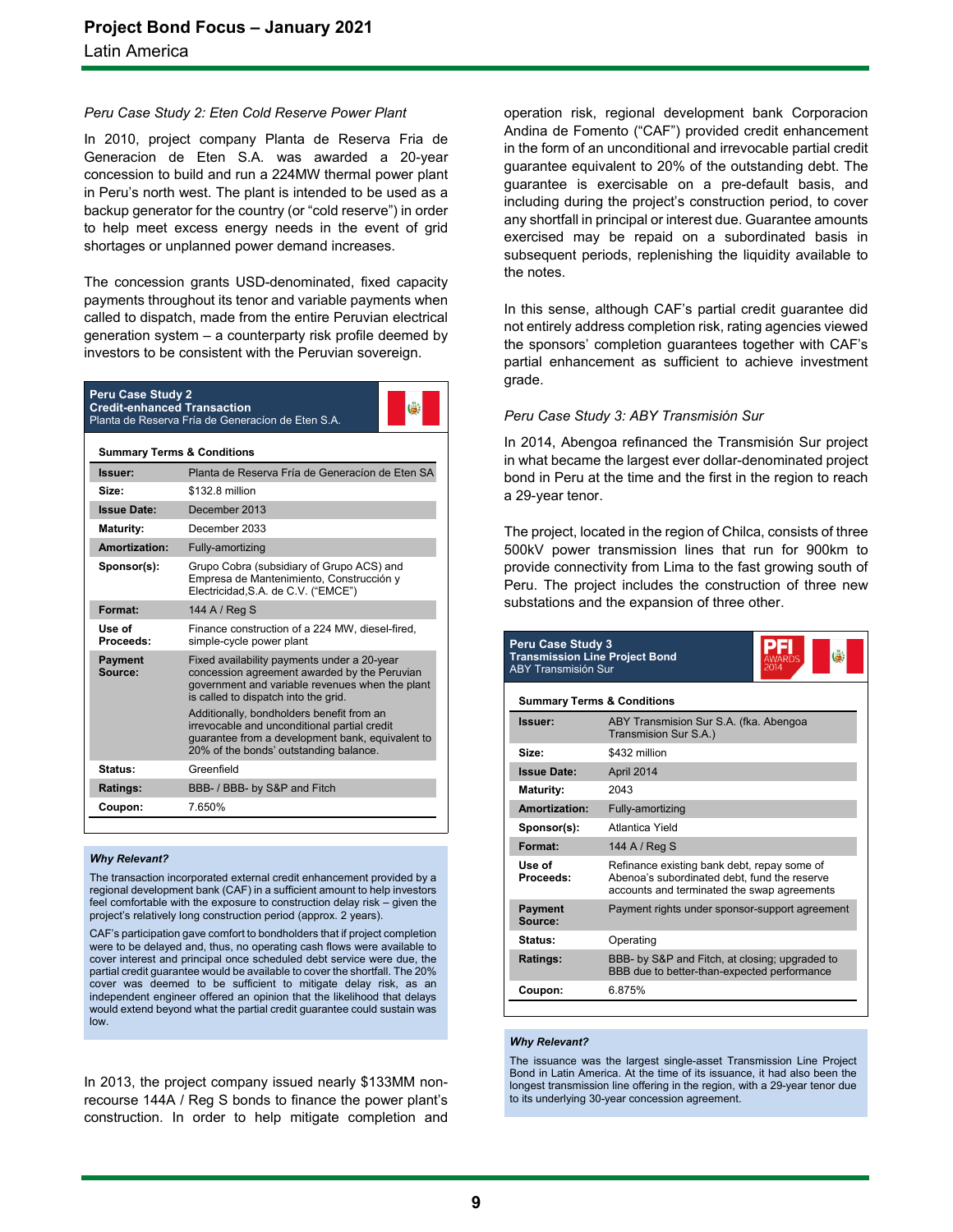*Peru Case Study 2: Eten Cold Reserve Power Plant*

In 2010, project company Planta de Reserva Fria de Generacion de Eten S.A. was awarded a 20-year concession to build and run a 224MW thermal power plant in Peru's north west. The plant is intended to be used as a backup generator for the country (or "cold reserve") in order to help meet excess energy needs in the event of grid shortages or unplanned power demand increases.

The concession grants USD-denominated, fixed capacity payments throughout its tenor and variable payments when called to dispatch, made from the entire Peruvian electrical generation system – a counterparty risk profile deemed by investors to be consistent with the Peruvian sovereign.

**Peru Case Study 2**
**Credit-enhanced Transaction**
Planta de Reserva Fría de Generacion de Eten S.A.

**Summary Terms & Conditions**

| | |
|---|---|
| **Issuer:** | Planta de Reserva Fría de Generacíon de Eten SA |
| **Size:** | $132.8 million |
| **Issue Date:** | December 2013 |
| **Maturity:** | December 2033 |
| **Amortization:** | Fully-amortizing |
| **Sponsor(s):** | Grupo Cobra (subsidiary of Grupo ACS) and Empresa de Mantenimiento, Construcción y Electricidad,S.A. de C.V. ("EMCE") |
| **Format:** | 144 A / Reg S |
| **Use of Proceeds:** | Finance construction of a 224 MW, diesel-fired, simple-cycle power plant |
| **Payment Source:** | Fixed availability payments under a 20-year concession agreement awarded by the Peruvian government and variable revenues when the plant is called to dispatch into the grid. Additionally, bondholders benefit from an irrevocable and unconditional partial credit guarantee from a development bank, equivalent to 20% of the bonds' outstanding balance. |
| **Status:** | Greenfield |
| **Ratings:** | BBB- / BBB- by S&P and Fitch |
| **Coupon:** | 7.650% |

***Why Relevant?***

The transaction incorporated external credit enhancement provided by a regional development bank (CAF) in a sufficient amount to help investors feel comfortable with the exposure to construction delay risk – given the project's relatively long construction period (approx. 2 years).

CAF's participation gave comfort to bondholders that if project completion were to be delayed and, thus, no operating cash flows were available to cover interest and principal once scheduled debt service were due, the partial credit guarantee would be available to cover the shortfall. The 20% cover was deemed to be sufficient to mitigate delay risk, as an independent engineer offered an opinion that the likelihood that delays would extend beyond what the partial credit guarantee could sustain was low.

In 2013, the project company issued nearly $133MM non-recourse 144A / Reg S bonds to finance the power plant's construction. In order to help mitigate completion and operation risk, regional development bank Corporacion Andina de Fomento ("CAF") provided credit enhancement in the form of an unconditional and irrevocable partial credit guarantee equivalent to 20% of the outstanding debt. The guarantee is exercisable on a pre-default basis, and including during the project's construction period, to cover any shortfall in principal or interest due. Guarantee amounts exercised may be repaid on a subordinated basis in subsequent periods, replenishing the liquidity available to the notes.

In this sense, although CAF's partial credit guarantee did not entirely address completion risk, rating agencies viewed the sponsors' completion guarantees together with CAF's partial enhancement as sufficient to achieve investment grade.

*Peru Case Study 3: ABY Transmisión Sur*

In 2014, Abengoa refinanced the Transmisión Sur project in what became the largest ever dollar-denominated project bond in Peru at the time and the first in the region to reach a 29-year tenor.

The project, located in the region of Chilca, consists of three 500kV power transmission lines that run for 900km to provide connectivity from Lima to the fast growing south of Peru. The project includes the construction of three new substations and the expansion of three other.

**Peru Case Study 3**
**Transmission Line Project Bond**
ABY Transmisión Sur

PFI AWARDS 2014

**Summary Terms & Conditions**

| | |
|---|---|
| **Issuer:** | ABY Transmision Sur S.A. (fka. Abengoa Transmision Sur S.A.) |
| **Size:** | $432 million |
| **Issue Date:** | April 2014 |
| **Maturity:** | 2043 |
| **Amortization:** | Fully-amortizing |
| **Sponsor(s):** | Atlantica Yield |
| **Format:** | 144 A / Reg S |
| **Use of Proceeds:** | Refinance existing bank debt, repay some of Abenoa's subordinated debt, fund the reserve accounts and terminated the swap agreements |
| **Payment Source:** | Payment rights under sponsor-support agreement |
| **Status:** | Operating |
| **Ratings:** | BBB- by S&P and Fitch, at closing; upgraded to BBB due to better-than-expected performance |
| **Coupon:** | 6.875% |

***Why Relevant?***

The issuance was the largest single-asset Transmission Line Project Bond in Latin America. At the time of its issuance, it had also been the longest transmission line offering in the region, with a 29-year tenor due to its underlying 30-year concession agreement.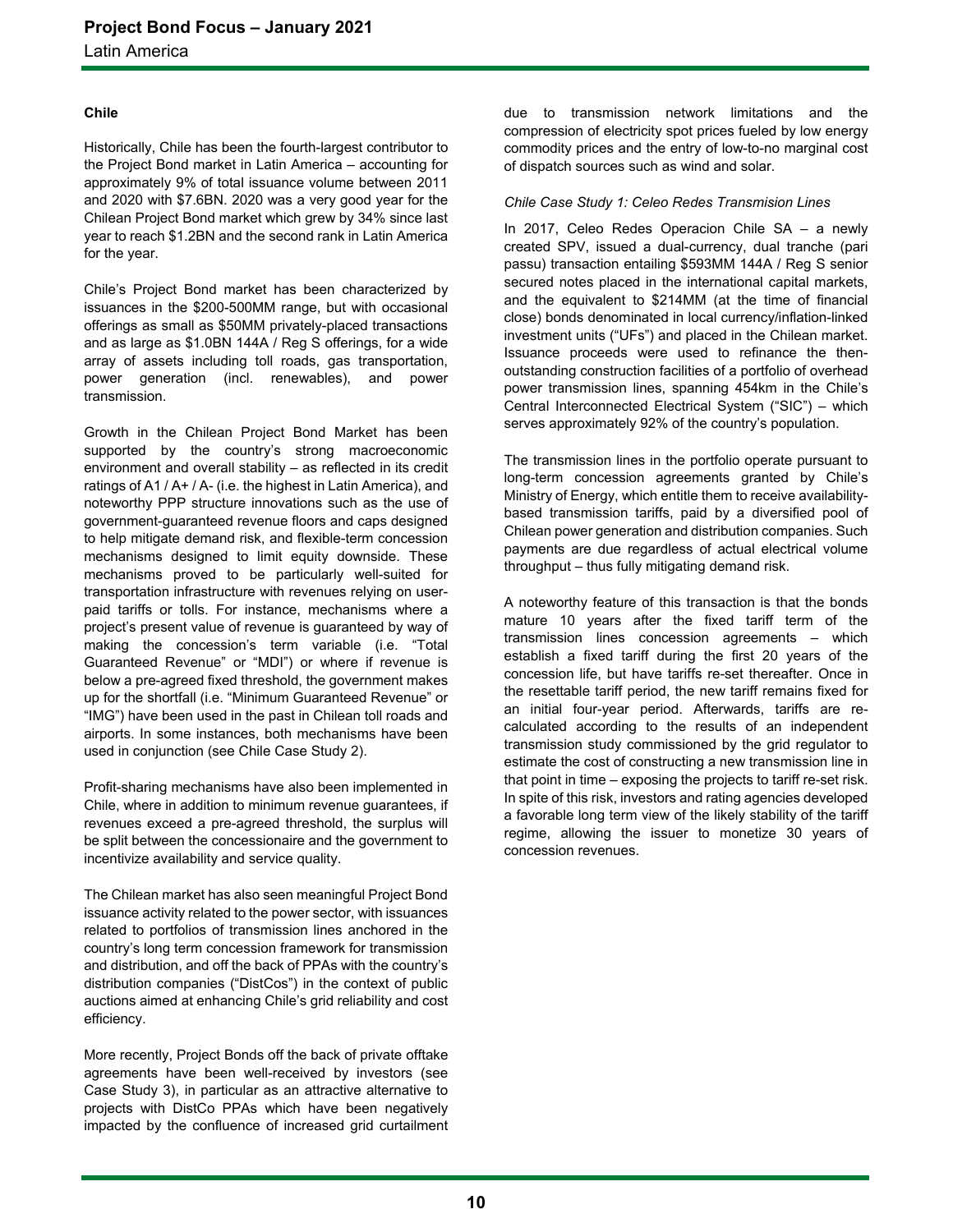## Chile

Historically, Chile has been the fourth-largest contributor to the Project Bond market in Latin America – accounting for approximately 9% of total issuance volume between 2011 and 2020 with $7.6BN. 2020 was a very good year for the Chilean Project Bond market which grew by 34% since last year to reach $1.2BN and the second rank in Latin America for the year.

Chile's Project Bond market has been characterized by issuances in the $200-500MM range, but with occasional offerings as small as $50MM privately-placed transactions and as large as $1.0BN 144A / Reg S offerings, for a wide array of assets including toll roads, gas transportation, power generation (incl. renewables), and power transmission.

Growth in the Chilean Project Bond Market has been supported by the country's strong macroeconomic environment and overall stability – as reflected in its credit ratings of A1 / A+ / A- (i.e. the highest in Latin America), and noteworthy PPP structure innovations such as the use of government-guaranteed revenue floors and caps designed to help mitigate demand risk, and flexible-term concession mechanisms designed to limit equity downside. These mechanisms proved to be particularly well-suited for transportation infrastructure with revenues relying on user-paid tariffs or tolls. For instance, mechanisms where a project's present value of revenue is guaranteed by way of making the concession's term variable (i.e. "Total Guaranteed Revenue" or "MDI") or where if revenue is below a pre-agreed fixed threshold, the government makes up for the shortfall (i.e. "Minimum Guaranteed Revenue" or "IMG") have been used in the past in Chilean toll roads and airports. In some instances, both mechanisms have been used in conjunction (see Chile Case Study 2).

Profit-sharing mechanisms have also been implemented in Chile, where in addition to minimum revenue guarantees, if revenues exceed a pre-agreed threshold, the surplus will be split between the concessionaire and the government to incentivize availability and service quality.

The Chilean market has also seen meaningful Project Bond issuance activity related to the power sector, with issuances related to portfolios of transmission lines anchored in the country's long term concession framework for transmission and distribution, and off the back of PPAs with the country's distribution companies ("DistCos") in the context of public auctions aimed at enhancing Chile's grid reliability and cost efficiency.

More recently, Project Bonds off the back of private offtake agreements have been well-received by investors (see Case Study 3), in particular as an attractive alternative to projects with DistCo PPAs which have been negatively impacted by the confluence of increased grid curtailment due to transmission network limitations and the compression of electricity spot prices fueled by low energy commodity prices and the entry of low-to-no marginal cost of dispatch sources such as wind and solar.

*Chile Case Study 1: Celeo Redes Transmision Lines*

In 2017, Celeo Redes Operacion Chile SA – a newly created SPV, issued a dual-currency, dual tranche (pari passu) transaction entailing $593MM 144A / Reg S senior secured notes placed in the international capital markets, and the equivalent to $214MM (at the time of financial close) bonds denominated in local currency/inflation-linked investment units ("UFs") and placed in the Chilean market. Issuance proceeds were used to refinance the then-outstanding construction facilities of a portfolio of overhead power transmission lines, spanning 454km in the Chile's Central Interconnected Electrical System ("SIC") – which serves approximately 92% of the country's population.

The transmission lines in the portfolio operate pursuant to long-term concession agreements granted by Chile's Ministry of Energy, which entitle them to receive availability-based transmission tariffs, paid by a diversified pool of Chilean power generation and distribution companies. Such payments are due regardless of actual electrical volume throughput – thus fully mitigating demand risk.

A noteworthy feature of this transaction is that the bonds mature 10 years after the fixed tariff term of the transmission lines concession agreements – which establish a fixed tariff during the first 20 years of the concession life, but have tariffs re-set thereafter. Once in the resettable tariff period, the new tariff remains fixed for an initial four-year period. Afterwards, tariffs are re-calculated according to the results of an independent transmission study commissioned by the grid regulator to estimate the cost of constructing a new transmission line in that point in time – exposing the projects to tariff re-set risk. In spite of this risk, investors and rating agencies developed a favorable long term view of the likely stability of the tariff regime, allowing the issuer to monetize 30 years of concession revenues.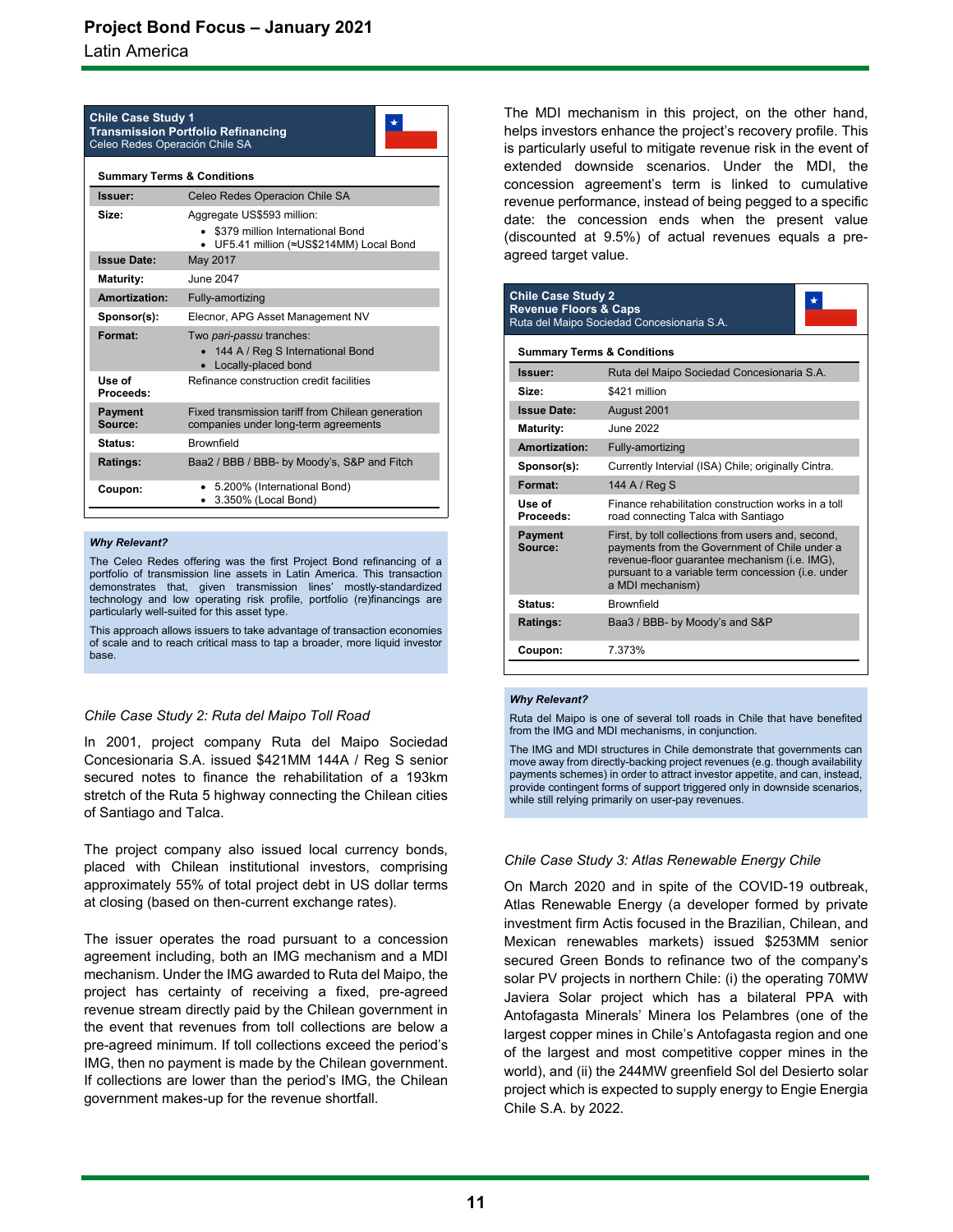**Chile Case Study 1**
**Transmission Portfolio Refinancing**
Celeo Redes Operación Chile SA

**Summary Terms & Conditions**

| | |
|---|---|
| **Issuer:** | Celeo Redes Operacion Chile SA |
| **Size:** | Aggregate US$593 million:<br>• $379 million International Bond<br>• UF5.41 million (≈US$214MM) Local Bond |
| **Issue Date:** | May 2017 |
| **Maturity:** | June 2047 |
| **Amortization:** | Fully-amortizing |
| **Sponsor(s):** | Elecnor, APG Asset Management NV |
| **Format:** | Two *pari-passu* tranches:<br>• 144 A / Reg S International Bond<br>• Locally-placed bond |
| **Use of Proceeds:** | Refinance construction credit facilities |
| **Payment Source:** | Fixed transmission tariff from Chilean generation companies under long-term agreements |
| **Status:** | Brownfield |
| **Ratings:** | Baa2 / BBB / BBB- by Moody's, S&P and Fitch |
| **Coupon:** | • 5.200% (International Bond)<br>• 3.350% (Local Bond) |

***Why Relevant?***

The Celeo Redes offering was the first Project Bond refinancing of a portfolio of transmission line assets in Latin America. This transaction demonstrates that, given transmission lines' mostly-standardized technology and low operating risk profile, portfolio (re)financings are particularly well-suited for this asset type.

This approach allows issuers to take advantage of transaction economies of scale and to reach critical mass to tap a broader, more liquid investor base.

*Chile Case Study 2: Ruta del Maipo Toll Road*

In 2001, project company Ruta del Maipo Sociedad Concesionaria S.A. issued $421MM 144A / Reg S senior secured notes to finance the rehabilitation of a 193km stretch of the Ruta 5 highway connecting the Chilean cities of Santiago and Talca.

The project company also issued local currency bonds, placed with Chilean institutional investors, comprising approximately 55% of total project debt in US dollar terms at closing (based on then-current exchange rates).

The issuer operates the road pursuant to a concession agreement including, both an IMG mechanism and a MDI mechanism. Under the IMG awarded to Ruta del Maipo, the project has certainty of receiving a fixed, pre-agreed revenue stream directly paid by the Chilean government in the event that revenues from toll collections are below a pre-agreed minimum. If toll collections exceed the period's IMG, then no payment is made by the Chilean government. If collections are lower than the period's IMG, the Chilean government makes-up for the revenue shortfall.

The MDI mechanism in this project, on the other hand, helps investors enhance the project's recovery profile. This is particularly useful to mitigate revenue risk in the event of extended downside scenarios. Under the MDI, the concession agreement's term is linked to cumulative revenue performance, instead of being pegged to a specific date: the concession ends when the present value (discounted at 9.5%) of actual revenues equals a pre-agreed target value.

**Chile Case Study 2**
**Revenue Floors & Caps**
Ruta del Maipo Sociedad Concesionaria S.A.

**Summary Terms & Conditions**

| | |
|---|---|
| **Issuer:** | Ruta del Maipo Sociedad Concesionaria S.A. |
| **Size:** | $421 million |
| **Issue Date:** | August 2001 |
| **Maturity:** | June 2022 |
| **Amortization:** | Fully-amortizing |
| **Sponsor(s):** | Currently Intervial (ISA) Chile; originally Cintra. |
| **Format:** | 144 A / Reg S |
| **Use of Proceeds:** | Finance rehabilitation construction works in a toll road connecting Talca with Santiago |
| **Payment Source:** | First, by toll collections from users and, second, payments from the Government of Chile under a revenue-floor guarantee mechanism (i.e. IMG), pursuant to a variable term concession (i.e. under a MDI mechanism) |
| **Status:** | Brownfield |
| **Ratings:** | Baa3 / BBB- by Moody's and S&P |
| **Coupon:** | 7.373% |

***Why Relevant?***

Ruta del Maipo is one of several toll roads in Chile that have benefited from the IMG and MDI mechanisms, in conjunction.

The IMG and MDI structures in Chile demonstrate that governments can move away from directly-backing project revenues (e.g. though availability payments schemes) in order to attract investor appetite, and can, instead, provide contingent forms of support triggered only in downside scenarios, while still relying primarily on user-pay revenues.

*Chile Case Study 3: Atlas Renewable Energy Chile*

On March 2020 and in spite of the COVID-19 outbreak, Atlas Renewable Energy (a developer formed by private investment firm Actis focused in the Brazilian, Chilean, and Mexican renewables markets) issued $253MM senior secured Green Bonds to refinance two of the company's solar PV projects in northern Chile: (i) the operating 70MW Javiera Solar project which has a bilateral PPA with Antofagasta Minerals' Minera los Pelambres (one of the largest copper mines in Chile's Antofagasta region and one of the largest and most competitive copper mines in the world), and (ii) the 244MW greenfield Sol del Desierto solar project which is expected to supply energy to Engie Energia Chile S.A. by 2022.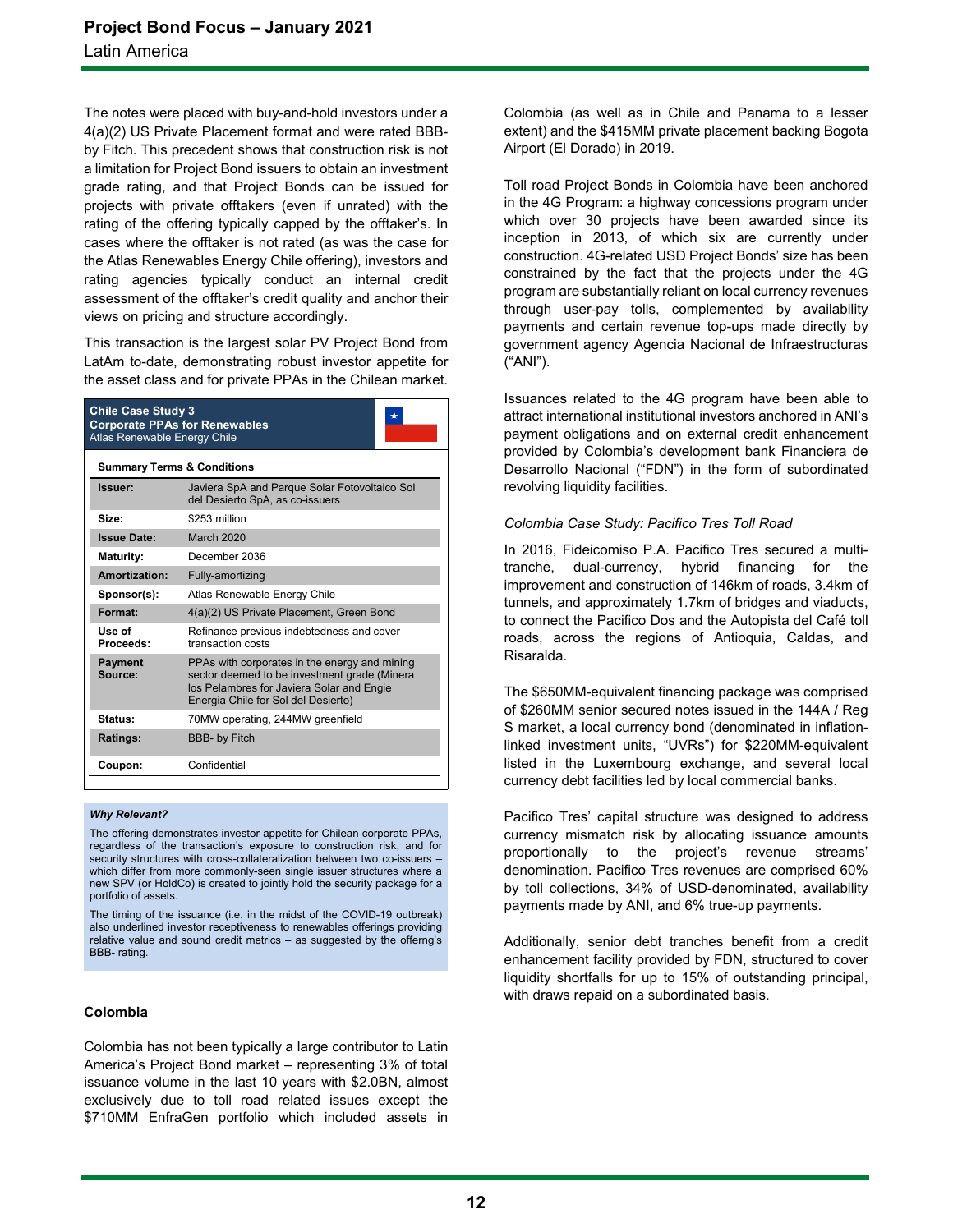The notes were placed with buy-and-hold investors under a 4(a)(2) US Private Placement format and were rated BBB- by Fitch. This precedent shows that construction risk is not a limitation for Project Bond issuers to obtain an investment grade rating, and that Project Bonds can be issued for projects with private offtakers (even if unrated) with the rating of the offering typically capped by the offtaker's. In cases where the offtaker is not rated (as was the case for the Atlas Renewables Energy Chile offering), investors and rating agencies typically conduct an internal credit assessment of the offtaker's credit quality and anchor their views on pricing and structure accordingly.

This transaction is the largest solar PV Project Bond from LatAm to-date, demonstrating robust investor appetite for the asset class and for private PPAs in the Chilean market.

**Chile Case Study 3**
**Corporate PPAs for Renewables**
Atlas Renewable Energy Chile

**Summary Terms & Conditions**

| | |
|---|---|
| **Issuer:** | Javiera SpA and Parque Solar Fotovoltaico Sol del Desierto SpA, as co-issuers |
| **Size:** | $253 million |
| **Issue Date:** | March 2020 |
| **Maturity:** | December 2036 |
| **Amortization:** | Fully-amortizing |
| **Sponsor(s):** | Atlas Renewable Energy Chile |
| **Format:** | 4(a)(2) US Private Placement, Green Bond |
| **Use of Proceeds:** | Refinance previous indebtedness and cover transaction costs |
| **Payment Source:** | PPAs with corporates in the energy and mining sector deemed to be investment grade (Minera los Pelambres for Javiera Solar and Engie Energia Chile for Sol del Desierto) |
| **Status:** | 70MW operating, 244MW greenfield |
| **Ratings:** | BBB- by Fitch |
| **Coupon:** | Confidential |

***Why Relevant?***

The offering demonstrates investor appetite for Chilean corporate PPAs, regardless of the transaction's exposure to construction risk, and for security structures with cross-collateralization between two co-issuers – which differ from more commonly-seen single issuer structures where a new SPV (or HoldCo) is created to jointly hold the security package for a portfolio of assets.

The timing of the issuance (i.e. in the midst of the COVID-19 outbreak) also underlined investor receptiveness to renewables offerings providing relative value and sound credit metrics – as suggested by the offerng's BBB- rating.

### Colombia

Colombia has not been typically a large contributor to Latin America's Project Bond market – representing 3% of total issuance volume in the last 10 years with $2.0BN, almost exclusively due to toll road related issues except the $710MM EnfraGen portfolio which included assets in Colombia (as well as in Chile and Panama to a lesser extent) and the $415MM private placement backing Bogota Airport (El Dorado) in 2019.

Toll road Project Bonds in Colombia have been anchored in the 4G Program: a highway concessions program under which over 30 projects have been awarded since its inception in 2013, of which six are currently under construction. 4G-related USD Project Bonds' size has been constrained by the fact that the projects under the 4G program are substantially reliant on local currency revenues through user-pay tolls, complemented by availability payments and certain revenue top-ups made directly by government agency Agencia Nacional de Infraestructuras ("ANI").

Issuances related to the 4G program have been able to attract international institutional investors anchored in ANI's payment obligations and on external credit enhancement provided by Colombia's development bank Financiera de Desarrollo Nacional ("FDN") in the form of subordinated revolving liquidity facilities.

*Colombia Case Study: Pacifico Tres Toll Road*

In 2016, Fideicomiso P.A. Pacifico Tres secured a multi-tranche, dual-currency, hybrid financing for the improvement and construction of 146km of roads, 3.4km of tunnels, and approximately 1.7km of bridges and viaducts, to connect the Pacifico Dos and the Autopista del Café toll roads, across the regions of Antioquia, Caldas, and Risaralda.

The $650MM-equivalent financing package was comprised of $260MM senior secured notes issued in the 144A / Reg S market, a local currency bond (denominated in inflation-linked investment units, "UVRs") for $220MM-equivalent listed in the Luxembourg exchange, and several local currency debt facilities led by local commercial banks.

Pacifico Tres' capital structure was designed to address currency mismatch risk by allocating issuance amounts proportionally to the project's revenue streams' denomination. Pacifico Tres revenues are comprised 60% by toll collections, 34% of USD-denominated, availability payments made by ANI, and 6% true-up payments.

Additionally, senior debt tranches benefit from a credit enhancement facility provided by FDN, structured to cover liquidity shortfalls for up to 15% of outstanding principal, with draws repaid on a subordinated basis.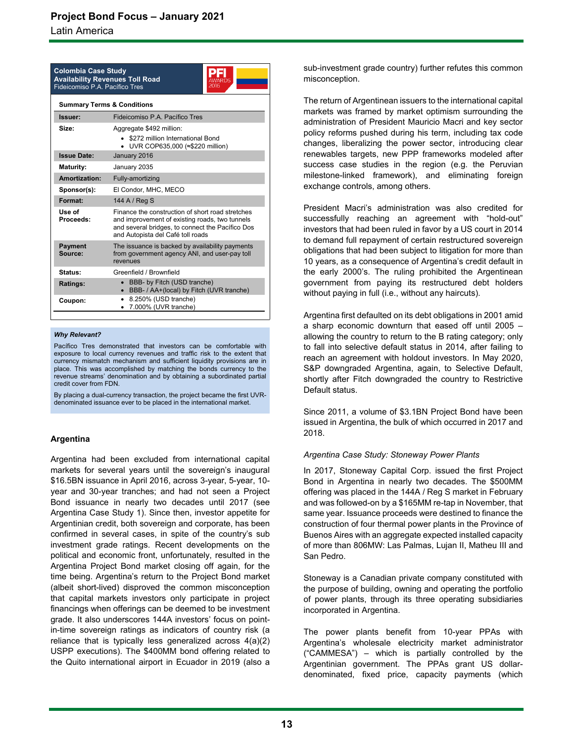**Colombia Case Study**
**Availability Revenues Toll Road**
Fideicomiso P.A. Pacífico Tres

PFI AWARDS 2016

**Summary Terms & Conditions**

| | |
|---|---|
| **Issuer:** | Fideicomiso P.A. Pacífico Tres |
| **Size:** | Aggregate $492 million: <br>• $272 million International Bond <br>• UVR COP635,000 (≈$220 million) |
| **Issue Date:** | January 2016 |
| **Maturity:** | January 2035 |
| **Amortization:** | Fully-amortizing |
| **Sponsor(s):** | El Condor, MHC, MECO |
| **Format:** | 144 A / Reg S |
| **Use of Proceeds:** | Finance the construction of short road stretches and improvement of existing roads, two tunnels and several bridges, to connect the Pacífico Dos and Autopista del Café toll roads |
| **Payment Source:** | The issuance is backed by availability payments from government agency ANI, and user-pay toll revenues |
| **Status:** | Greenfield / Brownfield |
| **Ratings:** | • BBB- by Fitch (USD tranche) <br>• BBB- / AA+(local) by Fitch (UVR tranche) |
| **Coupon:** | • 8.250% (USD tranche) <br>• 7.000% (UVR tranche) |

***Why Relevant?***

Pacífico Tres demonstrated that investors can be comfortable with exposure to local currency revenues and traffic risk to the extent that currency mismatch mechanism and sufficient liquidity provisions are in place. This was accomplished by matching the bonds currency to the revenue streams' denomination and by obtaining a subordinated partial credit cover from FDN.

By placing a dual-currency transaction, the project became the first UVR-denominated issuance ever to be placed in the international market.

### Argentina

Argentina had been excluded from international capital markets for several years until the sovereign's inaugural $16.5BN issuance in April 2016, across 3-year, 5-year, 10-year and 30-year tranches; and had not seen a Project Bond issuance in nearly two decades until 2017 (see Argentina Case Study 1). Since then, investor appetite for Argentinian credit, both sovereign and corporate, has been confirmed in several cases, in spite of the country's sub investment grade ratings. Recent developments on the political and economic front, unfortunately, resulted in the Argentina Project Bond market closing off again, for the time being. Argentina's return to the Project Bond market (albeit short-lived) disproved the common misconception that capital markets investors only participate in project financings when offerings can be deemed to be investment grade. It also underscores 144A investors' focus on point-in-time sovereign ratings as indicators of country risk (a reliance that is typically less generalized across 4(a)(2) USPP executions). The $400MM bond offering related to the Quito international airport in Ecuador in 2019 (also a sub-investment grade country) further refutes this common misconception.

The return of Argentinean issuers to the international capital markets was framed by market optimism surrounding the administration of President Mauricio Macri and key sector policy reforms pushed during his term, including tax code changes, liberalizing the power sector, introducing clear renewables targets, new PPP frameworks modeled after success case studies in the region (e.g. the Peruvian milestone-linked framework), and eliminating foreign exchange controls, among others.

President Macri's administration was also credited for successfully reaching an agreement with "hold-out" investors that had been ruled in favor by a US court in 2014 to demand full repayment of certain restructured sovereign obligations that had been subject to litigation for more than 10 years, as a consequence of Argentina's credit default in the early 2000's. The ruling prohibited the Argentinean government from paying its restructured debt holders without paying in full (i.e., without any haircuts).

Argentina first defaulted on its debt obligations in 2001 amid a sharp economic downturn that eased off until 2005 – allowing the country to return to the B rating category; only to fall into selective default status in 2014, after failing to reach an agreement with holdout investors. In May 2020, S&P downgraded Argentina, again, to Selective Default, shortly after Fitch downgraded the country to Restrictive Default status.

Since 2011, a volume of $3.1BN Project Bond have been issued in Argentina, the bulk of which occurred in 2017 and 2018.

*Argentina Case Study: Stoneway Power Plants*

In 2017, Stoneway Capital Corp. issued the first Project Bond in Argentina in nearly two decades. The $500MM offering was placed in the 144A / Reg S market in February and was followed-on by a $165MM re-tap in November, that same year. Issuance proceeds were destined to finance the construction of four thermal power plants in the Province of Buenos Aires with an aggregate expected installed capacity of more than 806MW: Las Palmas, Lujan II, Matheu III and San Pedro.

Stoneway is a Canadian private company constituted with the purpose of building, owning and operating the portfolio of power plants, through its three operating subsidiaries incorporated in Argentina.

The power plants benefit from 10-year PPAs with Argentina's wholesale electricity market administrator ("CAMMESA") – which is partially controlled by the Argentinian government. The PPAs grant US dollar-denominated, fixed price, capacity payments (which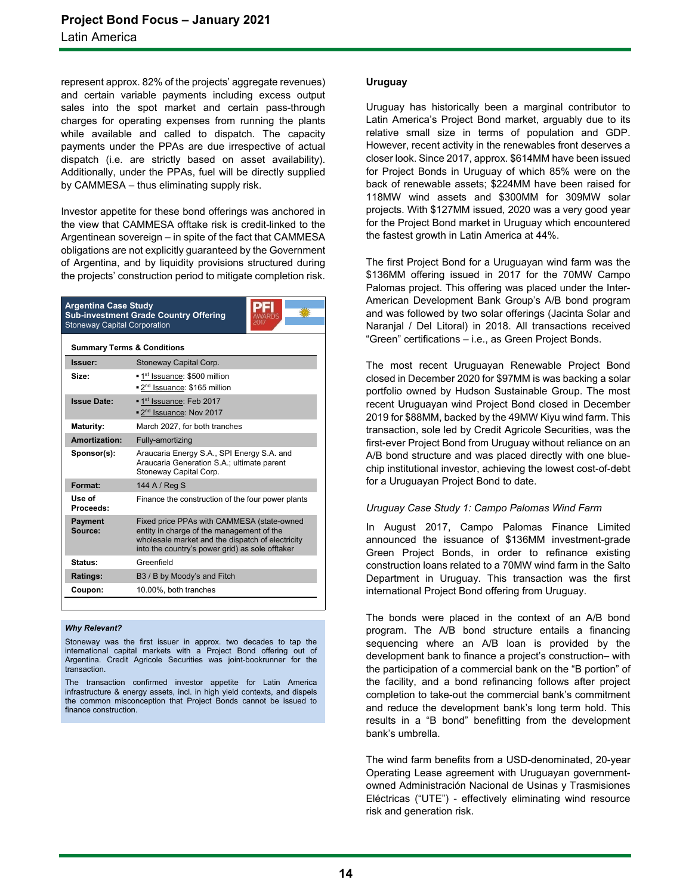represent approx. 82% of the projects' aggregate revenues) and certain variable payments including excess output sales into the spot market and certain pass-through charges for operating expenses from running the plants while available and called to dispatch. The capacity payments under the PPAs are due irrespective of actual dispatch (i.e. are strictly based on asset availability). Additionally, under the PPAs, fuel will be directly supplied by CAMMESA – thus eliminating supply risk.

Investor appetite for these bond offerings was anchored in the view that CAMMESA offtake risk is credit-linked to the Argentinean sovereign – in spite of the fact that CAMMESA obligations are not explicitly guaranteed by the Government of Argentina, and by liquidity provisions structured during the projects' construction period to mitigate completion risk.

**Argentina Case Study**
**Sub-investment Grade Country Offering**
Stoneway Capital Corporation

**Summary Terms & Conditions**

| | |
|---|---|
| **Issuer:** | Stoneway Capital Corp. |
| **Size:** | ▪ 1st Issuance: $500 million<br>▪ 2nd Issuance: $165 million |
| **Issue Date:** | ▪ 1st Issuance: Feb 2017<br>▪ 2nd Issuance: Nov 2017 |
| **Maturity:** | March 2027, for both tranches |
| **Amortization:** | Fully-amortizing |
| **Sponsor(s):** | Araucaria Energy S.A., SPI Energy S.A. and Araucaria Generation S.A.; ultimate parent Stoneway Capital Corp. |
| **Format:** | 144 A / Reg S |
| **Use of Proceeds:** | Finance the construction of the four power plants |
| **Payment Source:** | Fixed price PPAs with CAMMESA (state-owned entity in charge of the management of the wholesale market and the dispatch of electricity into the country's power grid) as sole offtaker |
| **Status:** | Greenfield |
| **Ratings:** | B3 / B by Moody's and Fitch |
| **Coupon:** | 10.00%, both tranches |

***Why Relevant?***

Stoneway was the first issuer in approx. two decades to tap the international capital markets with a Project Bond offering out of Argentina. Credit Agricole Securities was joint-bookrunner for the transaction.

The transaction confirmed investor appetite for Latin America infrastructure & energy assets, incl. in high yield contexts, and dispels the common misconception that Project Bonds cannot be issued to finance construction.

**Uruguay**

Uruguay has historically been a marginal contributor to Latin America's Project Bond market, arguably due to its relative small size in terms of population and GDP. However, recent activity in the renewables front deserves a closer look. Since 2017, approx. $614MM have been issued for Project Bonds in Uruguay of which 85% were on the back of renewable assets; $224MM have been raised for 118MW wind assets and $300MM for 309MW solar projects. With $127MM issued, 2020 was a very good year for the Project Bond market in Uruguay which encountered the fastest growth in Latin America at 44%.

The first Project Bond for a Uruguayan wind farm was the $136MM offering issued in 2017 for the 70MW Campo Palomas project. This offering was placed under the Inter-American Development Bank Group's A/B bond program and was followed by two solar offerings (Jacinta Solar and Naranjal / Del Litoral) in 2018. All transactions received "Green" certifications – i.e., as Green Project Bonds.

The most recent Uruguayan Renewable Project Bond closed in December 2020 for $97MM is was backing a solar portfolio owned by Hudson Sustainable Group. The most recent Uruguayan wind Project Bond closed in December 2019 for $88MM, backed by the 49MW Kiyu wind farm. This transaction, sole led by Credit Agricole Securities, was the first-ever Project Bond from Uruguay without reliance on an A/B bond structure and was placed directly with one blue-chip institutional investor, achieving the lowest cost-of-debt for a Uruguayan Project Bond to date.

*Uruguay Case Study 1: Campo Palomas Wind Farm*

In August 2017, Campo Palomas Finance Limited announced the issuance of $136MM investment-grade Green Project Bonds, in order to refinance existing construction loans related to a 70MW wind farm in the Salto Department in Uruguay. This transaction was the first international Project Bond offering from Uruguay.

The bonds were placed in the context of an A/B bond program. The A/B bond structure entails a financing sequencing where an A/B loan is provided by the development bank to finance a project's construction– with the participation of a commercial bank on the "B portion" of the facility, and a bond refinancing follows after project completion to take-out the commercial bank's commitment and reduce the development bank's long term hold. This results in a "B bond" benefitting from the development bank's umbrella.

The wind farm benefits from a USD-denominated, 20-year Operating Lease agreement with Uruguayan government-owned Administración Nacional de Usinas y Trasmisiones Eléctricas ("UTE") - effectively eliminating wind resource risk and generation risk.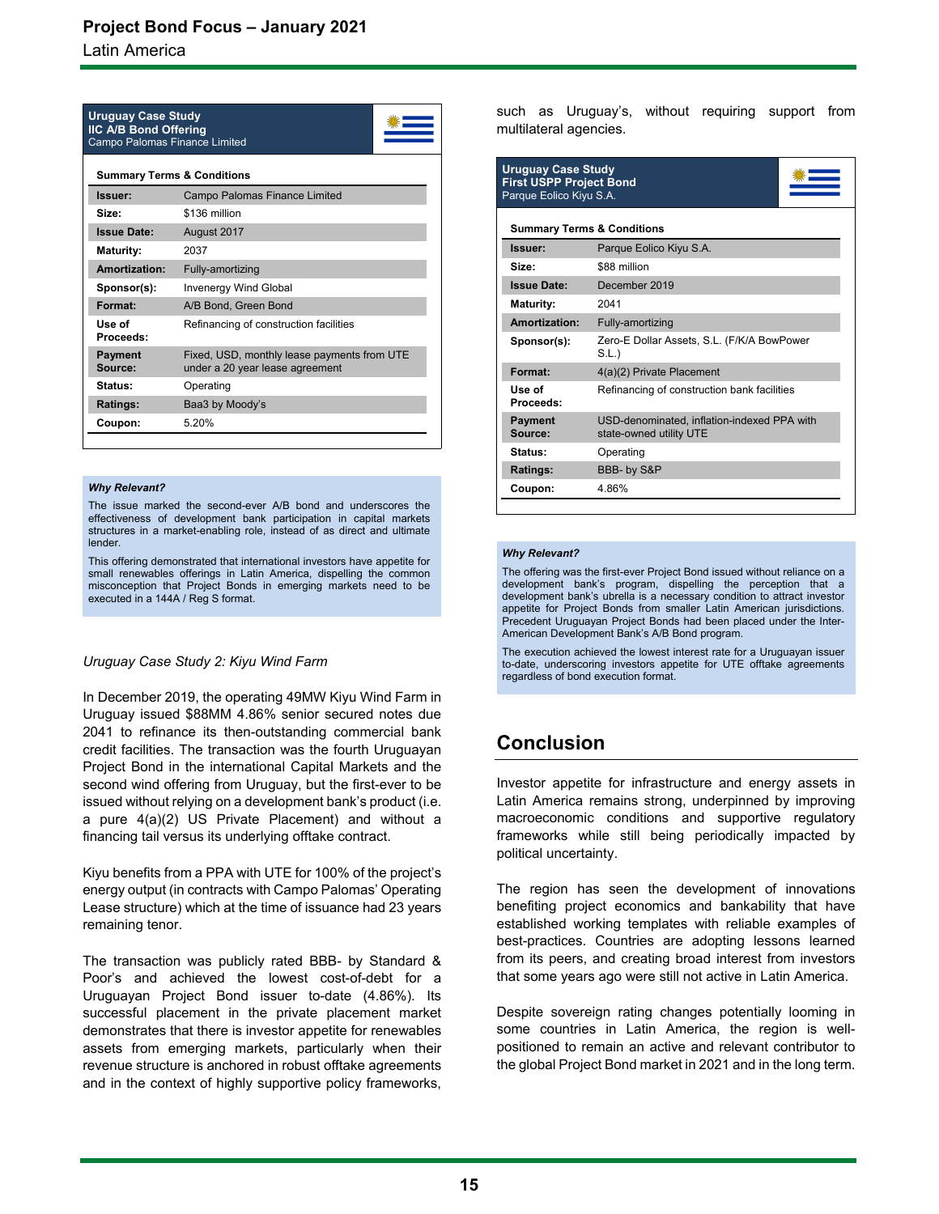**Uruguay Case Study**
**IIC A/B Bond Offering**
Campo Palomas Finance Limited

**Summary Terms & Conditions**

| | |
|---|---|
| **Issuer:** | Campo Palomas Finance Limited |
| **Size:** | $136 million |
| **Issue Date:** | August 2017 |
| **Maturity:** | 2037 |
| **Amortization:** | Fully-amortizing |
| **Sponsor(s):** | Invenergy Wind Global |
| **Format:** | A/B Bond, Green Bond |
| **Use of Proceeds:** | Refinancing of construction facilities |
| **Payment Source:** | Fixed, USD, monthly lease payments from UTE under a 20 year lease agreement |
| **Status:** | Operating |
| **Ratings:** | Baa3 by Moody's |
| **Coupon:** | 5.20% |

***Why Relevant?***

The issue marked the second-ever A/B bond and underscores the effectiveness of development bank participation in capital markets structures in a market-enabling role, instead of as direct and ultimate lender.

This offering demonstrated that international investors have appetite for small renewables offerings in Latin America, dispelling the common misconception that Project Bonds in emerging markets need to be executed in a 144A / Reg S format.

*Uruguay Case Study 2: Kiyu Wind Farm*

In December 2019, the operating 49MW Kiyu Wind Farm in Uruguay issued $88MM 4.86% senior secured notes due 2041 to refinance its then-outstanding commercial bank credit facilities. The transaction was the fourth Uruguayan Project Bond in the international Capital Markets and the second wind offering from Uruguay, but the first-ever to be issued without relying on a development bank's product (i.e. a pure 4(a)(2) US Private Placement) and without a financing tail versus its underlying offtake contract.

Kiyu benefits from a PPA with UTE for 100% of the project's energy output (in contracts with Campo Palomas' Operating Lease structure) which at the time of issuance had 23 years remaining tenor.

The transaction was publicly rated BBB- by Standard & Poor's and achieved the lowest cost-of-debt for a Uruguayan Project Bond issuer to-date (4.86%). Its successful placement in the private placement market demonstrates that there is investor appetite for renewables assets from emerging markets, particularly when their revenue structure is anchored in robust offtake agreements and in the context of highly supportive policy frameworks, such as Uruguay's, without requiring support from multilateral agencies.

**Uruguay Case Study**
**First USPP Project Bond**
Parque Eolico Kiyu S.A.

**Summary Terms & Conditions**

| | |
|---|---|
| **Issuer:** | Parque Eolico Kiyu S.A. |
| **Size:** | $88 million |
| **Issue Date:** | December 2019 |
| **Maturity:** | 2041 |
| **Amortization:** | Fully-amortizing |
| **Sponsor(s):** | Zero-E Dollar Assets, S.L. (F/K/A BowPower S.L.) |
| **Format:** | 4(a)(2) Private Placement |
| **Use of Proceeds:** | Refinancing of construction bank facilities |
| **Payment Source:** | USD-denominated, inflation-indexed PPA with state-owned utility UTE |
| **Status:** | Operating |
| **Ratings:** | BBB- by S&P |
| **Coupon:** | 4.86% |

***Why Relevant?***

The offering was the first-ever Project Bond issued without reliance on a development bank's program, dispelling the perception that a development bank's ubrella is a necessary condition to attract investor appetite for Project Bonds from smaller Latin American jurisdictions. Precedent Uruguayan Project Bonds had been placed under the Inter-American Development Bank's A/B Bond program.

The execution achieved the lowest interest rate for a Uruguayan issuer to-date, underscoring investors appetite for UTE offtake agreements regardless of bond execution format.

## Conclusion

Investor appetite for infrastructure and energy assets in Latin America remains strong, underpinned by improving macroeconomic conditions and supportive regulatory frameworks while still being periodically impacted by political uncertainty.

The region has seen the development of innovations benefiting project economics and bankability that have established working templates with reliable examples of best-practices. Countries are adopting lessons learned from its peers, and creating broad interest from investors that some years ago were still not active in Latin America.

Despite sovereign rating changes potentially looming in some countries in Latin America, the region is well-positioned to remain an active and relevant contributor to the global Project Bond market in 2021 and in the long term.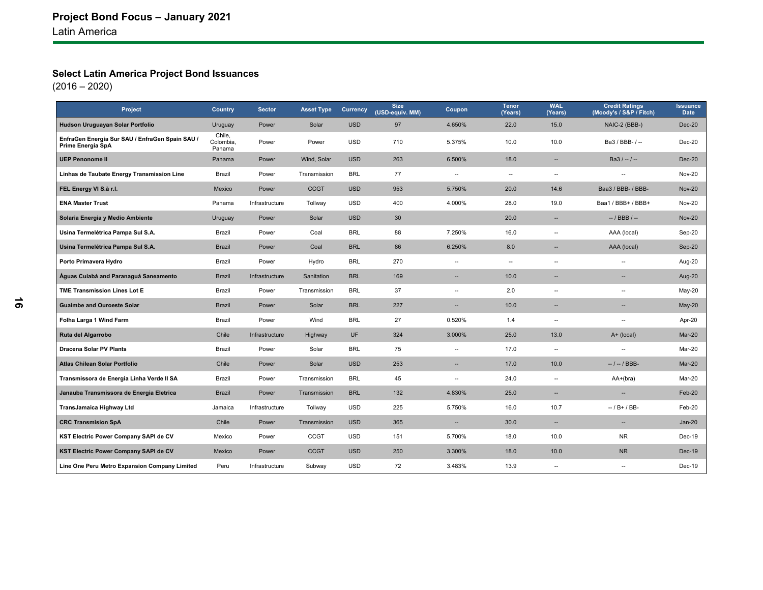# Project Bond Focus – January 2021

Latin America

## Select Latin America Project Bond Issuances

(2016 – 2020)

| Project | Country | Sector | Asset Type | Currency | Size (USD-equiv. MM) | Coupon | Tenor (Years) | WAL (Years) | Credit Ratings (Moody's / S&P / Fitch) | Issuance Date |
|---|---|---|---|---|---|---|---|---|---|---|
| **Hudson Uruguayan Solar Portfolio** | Uruguay | Power | Solar | USD | 97 | 4.650% | 22.0 | 15.0 | NAIC-2 (BBB-) | Dec-20 |
| **EnfraGen Energia Sur SAU / EnfraGen Spain SAU / Prime Energia SpA** | Chile, Colombia, Panama | Power | Power | USD | 710 | 5.375% | 10.0 | 10.0 | Ba3 / BBB- / -- | Dec-20 |
| **UEP Penonome II** | Panama | Power | Wind, Solar | USD | 263 | 6.500% | 18.0 | -- | Ba3 / -- / -- | Dec-20 |
| **Linhas de Taubate Energy Transmission Line** | Brazil | Power | Transmission | BRL | 77 | -- | -- | -- | -- | Nov-20 |
| **FEL Energy VI S.à r.l.** | Mexico | Power | CCGT | USD | 953 | 5.750% | 20.0 | 14.6 | Baa3 / BBB- / BBB- | Nov-20 |
| **ENA Master Trust** | Panama | Infrastructure | Tollway | USD | 400 | 4.000% | 28.0 | 19.0 | Baa1 / BBB+ / BBB+ | Nov-20 |
| **Solaria Energia y Medio Ambiente** | Uruguay | Power | Solar | USD | 30 | | 20.0 | -- | -- / BBB / -- | Nov-20 |
| **Usina Termelétrica Pampa Sul S.A.** | Brazil | Power | Coal | BRL | 88 | 7.250% | 16.0 | -- | AAA (local) | Sep-20 |
| **Usina Termelétrica Pampa Sul S.A.** | Brazil | Power | Coal | BRL | 86 | 6.250% | 8.0 | -- | AAA (local) | Sep-20 |
| **Porto Primavera Hydro** | Brazil | Power | Hydro | BRL | 270 | -- | -- | -- | -- | Aug-20 |
| **Águas Cuiabá and Paranaguá Saneamento** | Brazil | Infrastructure | Sanitation | BRL | 169 | -- | 10.0 | -- | -- | Aug-20 |
| **TME Transmission Lines Lot E** | Brazil | Power | Transmission | BRL | 37 | -- | 2.0 | -- | -- | May-20 |
| **Guaimbe and Ouroeste Solar** | Brazil | Power | Solar | BRL | 227 | -- | 10.0 | -- | -- | May-20 |
| **Folha Larga 1 Wind Farm** | Brazil | Power | Wind | BRL | 27 | 0.520% | 1.4 | -- | -- | Apr-20 |
| **Ruta del Algarrobo** | Chile | Infrastructure | Highway | UF | 324 | 3.000% | 25.0 | 13.0 | A+ (local) | Mar-20 |
| **Dracena Solar PV Plants** | Brazil | Power | Solar | BRL | 75 | -- | 17.0 | -- | -- | Mar-20 |
| **Atlas Chilean Solar Portfolio** | Chile | Power | Solar | USD | 253 | -- | 17.0 | 10.0 | -- / -- / BBB- | Mar-20 |
| **Transmissora de Energia Linha Verde II SA** | Brazil | Power | Transmission | BRL | 45 | -- | 24.0 | -- | AA+(bra) | Mar-20 |
| **Janauba Transmissora de Energia Eletrica** | Brazil | Power | Transmission | BRL | 132 | 4.830% | 25.0 | -- | -- | Feb-20 |
| **TransJamaica Highway Ltd** | Jamaica | Infrastructure | Tollway | USD | 225 | 5.750% | 16.0 | 10.7 | -- / B+ / BB- | Feb-20 |
| **CRC Transmision SpA** | Chile | Power | Transmission | USD | 365 | -- | 30.0 | -- | -- | Jan-20 |
| **KST Electric Power Company SAPI de CV** | Mexico | Power | CCGT | USD | 151 | 5.700% | 18.0 | 10.0 | NR | Dec-19 |
| **KST Electric Power Company SAPI de CV** | Mexico | Power | CCGT | USD | 250 | 3.300% | 18.0 | 10.0 | NR | Dec-19 |
| **Line One Peru Metro Expansion Company Limited** | Peru | Infrastructure | Subway | USD | 72 | 3.483% | 13.9 | -- | -- | Dec-19 |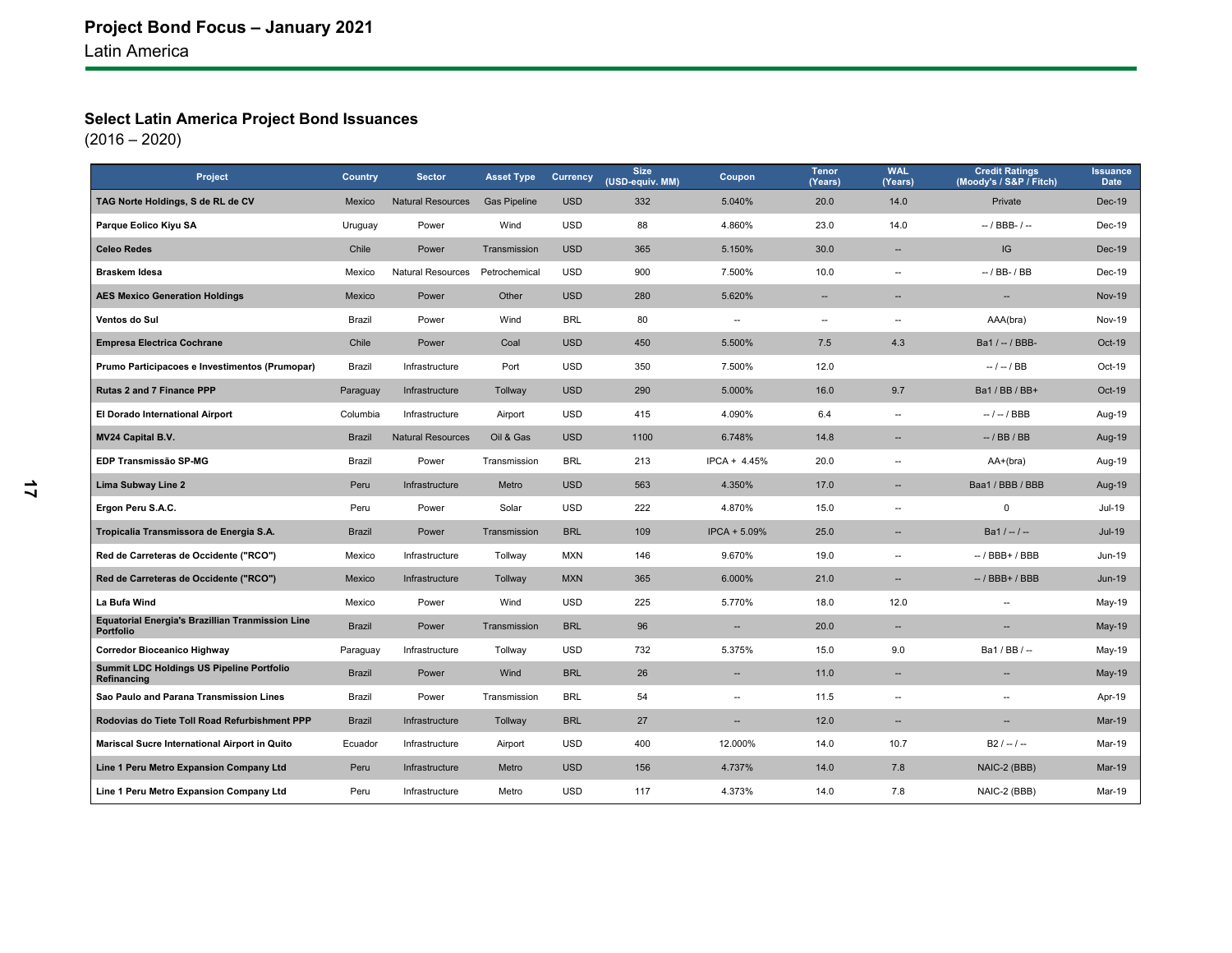# Project Bond Focus – January 2021

Latin America

## Select Latin America Project Bond Issuances

(2016 – 2020)

| Project | Country | Sector | Asset Type | Currency | Size (USD-equiv. MM) | Coupon | Tenor (Years) | WAL (Years) | Credit Ratings (Moody's / S&P / Fitch) | Issuance Date |
|---|---|---|---|---|---|---|---|---|---|---|
| **TAG Norte Holdings, S de RL de CV** | Mexico | Natural Resources | Gas Pipeline | USD | 332 | 5.040% | 20.0 | 14.0 | Private | Dec-19 |
| **Parque Eolico Kiyu SA** | Uruguay | Power | Wind | USD | 88 | 4.860% | 23.0 | 14.0 | -- / BBB- / -- | Dec-19 |
| **Celeo Redes** | Chile | Power | Transmission | USD | 365 | 5.150% | 30.0 | -- | IG | Dec-19 |
| **Braskem Idesa** | Mexico | Natural Resources | Petrochemical | USD | 900 | 7.500% | 10.0 | -- | -- / BB- / BB | Dec-19 |
| **AES Mexico Generation Holdings** | Mexico | Power | Other | USD | 280 | 5.620% | -- | -- | -- | Nov-19 |
| **Ventos do Sul** | Brazil | Power | Wind | BRL | 80 | -- | -- | -- | AAA(bra) | Nov-19 |
| **Empresa Electrica Cochrane** | Chile | Power | Coal | USD | 450 | 5.500% | 7.5 | 4.3 | Ba1 / -- / BBB- | Oct-19 |
| **Prumo Participacoes e Investimentos (Prumopar)** | Brazil | Infrastructure | Port | USD | 350 | 7.500% | 12.0 | | -- / -- / BB | Oct-19 |
| **Rutas 2 and 7 Finance PPP** | Paraguay | Infrastructure | Tollway | USD | 290 | 5.000% | 16.0 | 9.7 | Ba1 / BB / BB+ | Oct-19 |
| **El Dorado International Airport** | Columbia | Infrastructure | Airport | USD | 415 | 4.090% | 6.4 | -- | -- / -- / BBB | Aug-19 |
| **MV24 Capital B.V.** | Brazil | Natural Resources | Oil & Gas | USD | 1100 | 6.748% | 14.8 | -- | -- / BB / BB | Aug-19 |
| **EDP Transmissão SP-MG** | Brazil | Power | Transmission | BRL | 213 | IPCA + 4.45% | 20.0 | -- | AA+(bra) | Aug-19 |
| **Lima Subway Line 2** | Peru | Infrastructure | Metro | USD | 563 | 4.350% | 17.0 | -- | Baa1 / BBB / BBB | Aug-19 |
| **Ergon Peru S.A.C.** | Peru | Power | Solar | USD | 222 | 4.870% | 15.0 | -- | 0 | Jul-19 |
| **Tropicalia Transmissora de Energia S.A.** | Brazil | Power | Transmission | BRL | 109 | IPCA + 5.09% | 25.0 | -- | Ba1 / -- / -- | Jul-19 |
| **Red de Carreteras de Occidente ("RCO")** | Mexico | Infrastructure | Tollway | MXN | 146 | 9.670% | 19.0 | -- | -- / BBB+ / BBB | Jun-19 |
| **Red de Carreteras de Occidente ("RCO")** | Mexico | Infrastructure | Tollway | MXN | 365 | 6.000% | 21.0 | -- | -- / BBB+ / BBB | Jun-19 |
| **La Bufa Wind** | Mexico | Power | Wind | USD | 225 | 5.770% | 18.0 | 12.0 | -- | May-19 |
| **Equatorial Energia's Brazillian Tranmission Line Portfolio** | Brazil | Power | Transmission | BRL | 96 | -- | 20.0 | -- | -- | May-19 |
| **Corredor Bioceanico Highway** | Paraguay | Infrastructure | Tollway | USD | 732 | 5.375% | 15.0 | 9.0 | Ba1 / BB / -- | May-19 |
| **Summit LDC Holdings US Pipeline Portfolio Refinancing** | Brazil | Power | Wind | BRL | 26 | -- | 11.0 | -- | -- | May-19 |
| **Sao Paulo and Parana Transmission Lines** | Brazil | Power | Transmission | BRL | 54 | -- | 11.5 | -- | -- | Apr-19 |
| **Rodovias do Tiete Toll Road Refurbishment PPP** | Brazil | Infrastructure | Tollway | BRL | 27 | -- | 12.0 | -- | -- | Mar-19 |
| **Mariscal Sucre International Airport in Quito** | Ecuador | Infrastructure | Airport | USD | 400 | 12.000% | 14.0 | 10.7 | B2 / -- / -- | Mar-19 |
| **Line 1 Peru Metro Expansion Company Ltd** | Peru | Infrastructure | Metro | USD | 156 | 4.737% | 14.0 | 7.8 | NAIC-2 (BBB) | Mar-19 |
| **Line 1 Peru Metro Expansion Company Ltd** | Peru | Infrastructure | Metro | USD | 117 | 4.373% | 14.0 | 7.8 | NAIC-2 (BBB) | Mar-19 |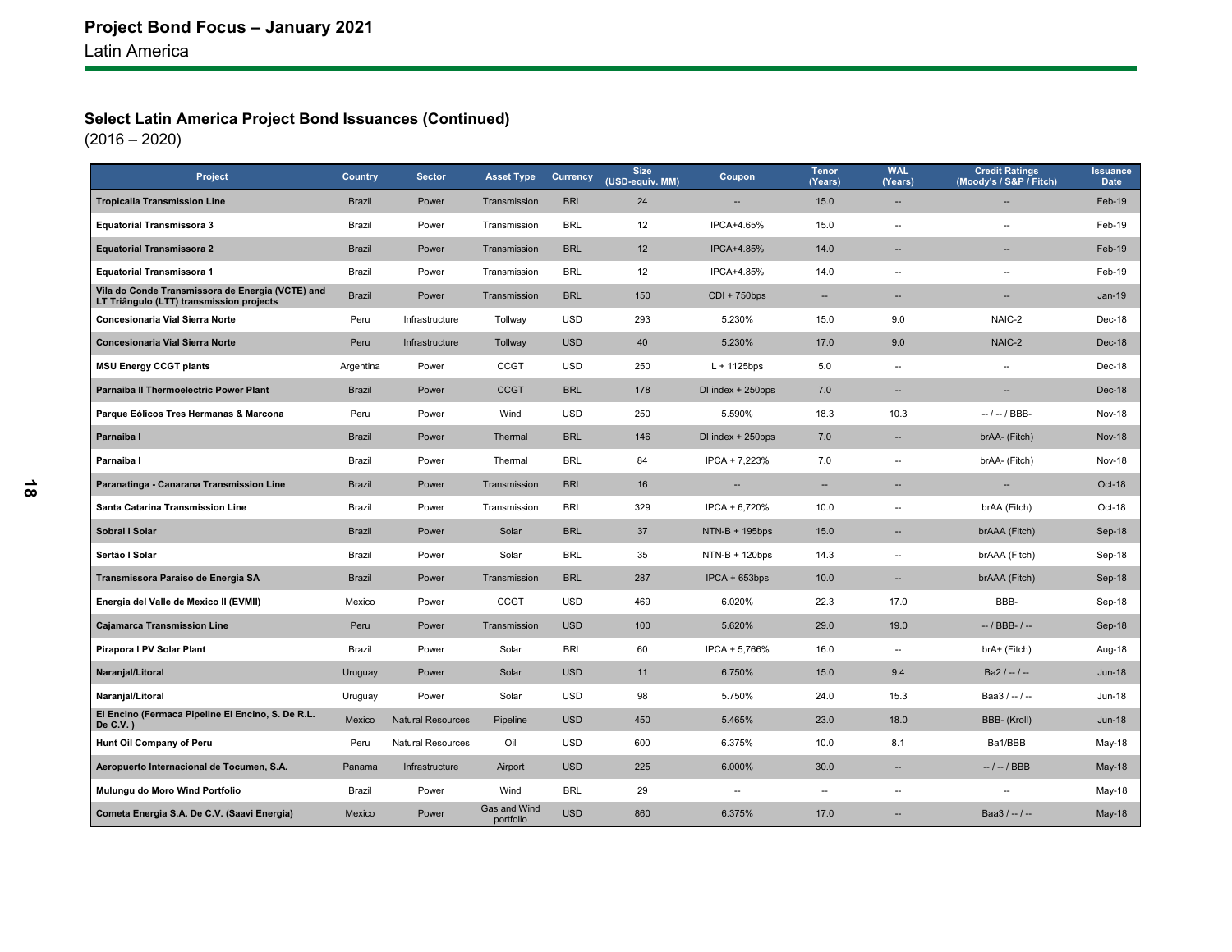# Project Bond Focus – January 2021

Latin America

## Select Latin America Project Bond Issuances (Continued)

(2016 – 2020)

| Project | Country | Sector | Asset Type | Currency | Size (USD-equiv. MM) | Coupon | Tenor (Years) | WAL (Years) | Credit Ratings (Moody's / S&P / Fitch) | Issuance Date |
|---|---|---|---|---|---|---|---|---|---|---|
| **Tropicalia Transmission Line** | Brazil | Power | Transmission | BRL | 24 | -- | 15.0 | -- | -- | Feb-19 |
| **Equatorial Transmissora 3** | Brazil | Power | Transmission | BRL | 12 | IPCA+4.65% | 15.0 | -- | -- | Feb-19 |
| **Equatorial Transmissora 2** | Brazil | Power | Transmission | BRL | 12 | IPCA+4.85% | 14.0 | -- | -- | Feb-19 |
| **Equatorial Transmissora 1** | Brazil | Power | Transmission | BRL | 12 | IPCA+4.85% | 14.0 | -- | -- | Feb-19 |
| **Vila do Conde Transmissora de Energia (VCTE) and LT Triângulo (LTT) transmission projects** | Brazil | Power | Transmission | BRL | 150 | CDI + 750bps | -- | -- | -- | Jan-19 |
| **Concesionaria Vial Sierra Norte** | Peru | Infrastructure | Tollway | USD | 293 | 5.230% | 15.0 | 9.0 | NAIC-2 | Dec-18 |
| **Concesionaria Vial Sierra Norte** | Peru | Infrastructure | Tollway | USD | 40 | 5.230% | 17.0 | 9.0 | NAIC-2 | Dec-18 |
| **MSU Energy CCGT plants** | Argentina | Power | CCGT | USD | 250 | L + 1125bps | 5.0 | -- | -- | Dec-18 |
| **Parnaiba II Thermoelectric Power Plant** | Brazil | Power | CCGT | BRL | 178 | DI index + 250bps | 7.0 | -- | -- | Dec-18 |
| **Parque Eólicos Tres Hermanas & Marcona** | Peru | Power | Wind | USD | 250 | 5.590% | 18.3 | 10.3 | -- / -- / BBB- | Nov-18 |
| **Parnaiba I** | Brazil | Power | Thermal | BRL | 146 | DI index + 250bps | 7.0 | -- | brAA- (Fitch) | Nov-18 |
| **Parnaiba I** | Brazil | Power | Thermal | BRL | 84 | IPCA + 7,223% | 7.0 | -- | brAA- (Fitch) | Nov-18 |
| **Paranatinga - Canarana Transmission Line** | Brazil | Power | Transmission | BRL | 16 | -- | -- | -- | -- | Oct-18 |
| **Santa Catarina Transmission Line** | Brazil | Power | Transmission | BRL | 329 | IPCA + 6,720% | 10.0 | -- | brAA (Fitch) | Oct-18 |
| **Sobral I Solar** | Brazil | Power | Solar | BRL | 37 | NTN-B + 195bps | 15.0 | -- | brAAA (Fitch) | Sep-18 |
| **Sertão I Solar** | Brazil | Power | Solar | BRL | 35 | NTN-B + 120bps | 14.3 | -- | brAAA (Fitch) | Sep-18 |
| **Transmissora Paraiso de Energia SA** | Brazil | Power | Transmission | BRL | 287 | IPCA + 653bps | 10.0 | -- | brAAA (Fitch) | Sep-18 |
| **Energia del Valle de Mexico II (EVMII)** | Mexico | Power | CCGT | USD | 469 | 6.020% | 22.3 | 17.0 | BBB- | Sep-18 |
| **Cajamarca Transmission Line** | Peru | Power | Transmission | USD | 100 | 5.620% | 29.0 | 19.0 | -- / BBB- / -- | Sep-18 |
| **Pirapora I PV Solar Plant** | Brazil | Power | Solar | BRL | 60 | IPCA + 5,766% | 16.0 | -- | brA+ (Fitch) | Aug-18 |
| **Naranjal/Litoral** | Uruguay | Power | Solar | USD | 11 | 6.750% | 15.0 | 9.4 | Ba2 / -- / -- | Jun-18 |
| **Naranjal/Litoral** | Uruguay | Power | Solar | USD | 98 | 5.750% | 24.0 | 15.3 | Baa3 / -- / -- | Jun-18 |
| **El Encino (Fermaca Pipeline El Encino, S. De R.L. De C.V. )** | Mexico | Natural Resources | Pipeline | USD | 450 | 5.465% | 23.0 | 18.0 | BBB- (Kroll) | Jun-18 |
| **Hunt Oil Company of Peru** | Peru | Natural Resources | Oil | USD | 600 | 6.375% | 10.0 | 8.1 | Ba1/BBB | May-18 |
| **Aeropuerto Internacional de Tocumen, S.A.** | Panama | Infrastructure | Airport | USD | 225 | 6.000% | 30.0 | -- | -- / -- / BBB | May-18 |
| **Mulungu do Moro Wind Portfolio** | Brazil | Power | Wind | BRL | 29 | -- | -- | -- | -- | May-18 |
| **Cometa Energia S.A. De C.V. (Saavi Energia)** | Mexico | Power | Gas and Wind portfolio | USD | 860 | 6.375% | 17.0 | -- | Baa3 / -- / -- | May-18 |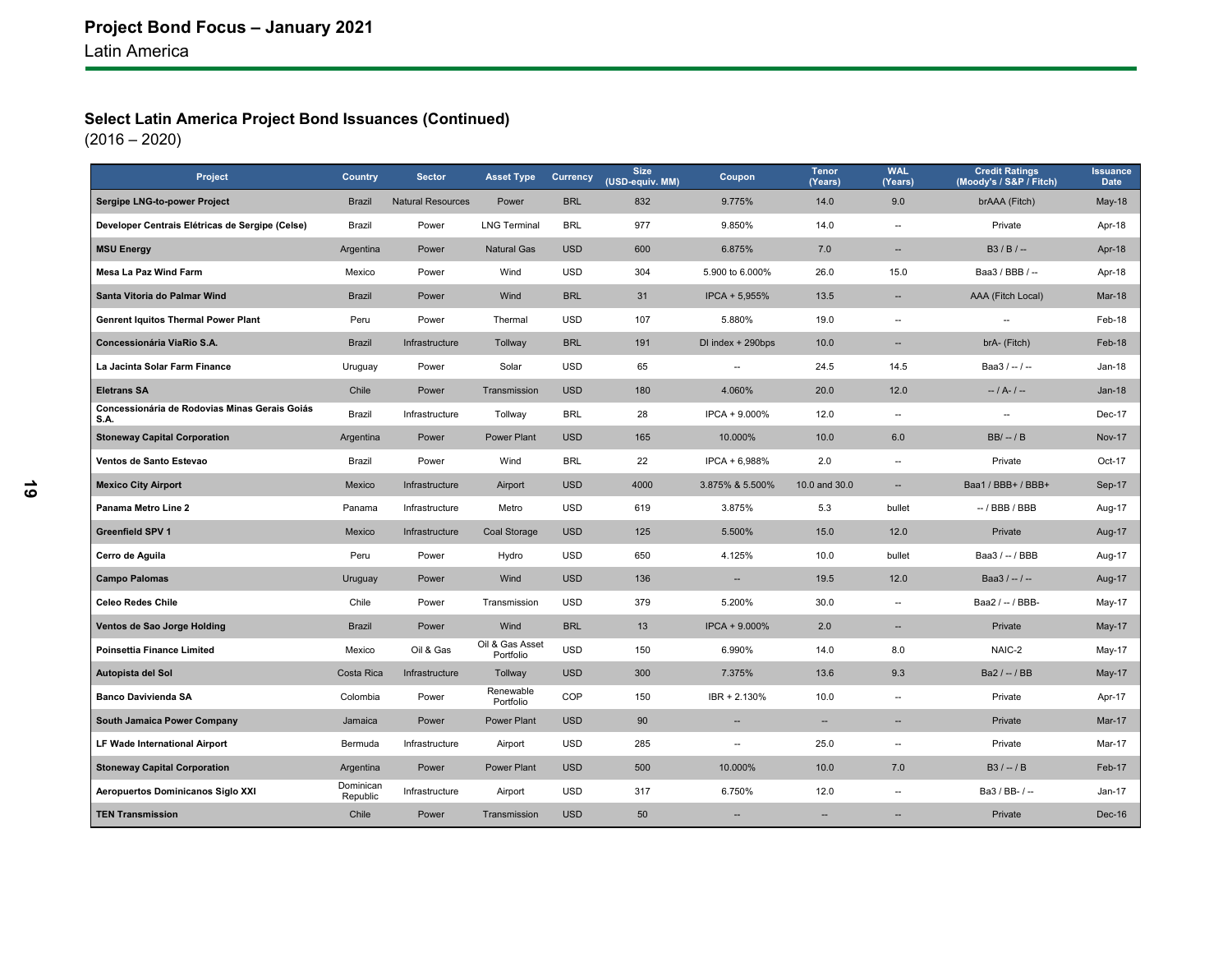# Project Bond Focus – January 2021

Latin America

## Select Latin America Project Bond Issuances (Continued)

(2016 – 2020)

| Project | Country | Sector | Asset Type | Currency | Size (USD-equiv. MM) | Coupon | Tenor (Years) | WAL (Years) | Credit Ratings (Moody's / S&P / Fitch) | Issuance Date |
|---|---|---|---|---|---|---|---|---|---|---|
| **Sergipe LNG-to-power Project** | Brazil | Natural Resources | Power | BRL | 832 | 9.775% | 14.0 | 9.0 | brAAA (Fitch) | May-18 |
| **Developer Centrais Elétricas de Sergipe (Celse)** | Brazil | Power | LNG Terminal | BRL | 977 | 9.850% | 14.0 | -- | Private | Apr-18 |
| **MSU Energy** | Argentina | Power | Natural Gas | USD | 600 | 6.875% | 7.0 | -- | B3 / B / -- | Apr-18 |
| **Mesa La Paz Wind Farm** | Mexico | Power | Wind | USD | 304 | 5.900 to 6.000% | 26.0 | 15.0 | Baa3 / BBB / -- | Apr-18 |
| **Santa Vitoria do Palmar Wind** | Brazil | Power | Wind | BRL | 31 | IPCA + 5,955% | 13.5 | -- | AAA (Fitch Local) | Mar-18 |
| **Genrent Iquitos Thermal Power Plant** | Peru | Power | Thermal | USD | 107 | 5.880% | 19.0 | -- | -- | Feb-18 |
| **Concessionária ViaRio S.A.** | Brazil | Infrastructure | Tollway | BRL | 191 | DI index + 290bps | 10.0 | -- | brA- (Fitch) | Feb-18 |
| **La Jacinta Solar Farm Finance** | Uruguay | Power | Solar | USD | 65 | -- | 24.5 | 14.5 | Baa3 / -- / -- | Jan-18 |
| **Eletrans SA** | Chile | Power | Transmission | USD | 180 | 4.060% | 20.0 | 12.0 | -- / A- / -- | Jan-18 |
| **Concessionária de Rodovias Minas Gerais Goiás S.A.** | Brazil | Infrastructure | Tollway | BRL | 28 | IPCA + 9.000% | 12.0 | -- | -- | Dec-17 |
| **Stoneway Capital Corporation** | Argentina | Power | Power Plant | USD | 165 | 10.000% | 10.0 | 6.0 | BB/ -- / B | Nov-17 |
| **Ventos de Santo Estevao** | Brazil | Power | Wind | BRL | 22 | IPCA + 6,988% | 2.0 | -- | Private | Oct-17 |
| **Mexico City Airport** | Mexico | Infrastructure | Airport | USD | 4000 | 3.875% & 5.500% | 10.0 and 30.0 | -- | Baa1 / BBB+ / BBB+ | Sep-17 |
| **Panama Metro Line 2** | Panama | Infrastructure | Metro | USD | 619 | 3.875% | 5.3 | bullet | -- / BBB / BBB | Aug-17 |
| **Greenfield SPV 1** | Mexico | Infrastructure | Coal Storage | USD | 125 | 5.500% | 15.0 | 12.0 | Private | Aug-17 |
| **Cerro de Aguila** | Peru | Power | Hydro | USD | 650 | 4.125% | 10.0 | bullet | Baa3 / -- / BBB | Aug-17 |
| **Campo Palomas** | Uruguay | Power | Wind | USD | 136 | -- | 19.5 | 12.0 | Baa3 / -- / -- | Aug-17 |
| **Celeo Redes Chile** | Chile | Power | Transmission | USD | 379 | 5.200% | 30.0 | -- | Baa2 / -- / BBB- | May-17 |
| **Ventos de Sao Jorge Holding** | Brazil | Power | Wind | BRL | 13 | IPCA + 9.000% | 2.0 | -- | Private | May-17 |
| **Poinsettia Finance Limited** | Mexico | Oil & Gas | Oil & Gas Asset Portfolio | USD | 150 | 6.990% | 14.0 | 8.0 | NAIC-2 | May-17 |
| **Autopista del Sol** | Costa Rica | Infrastructure | Tollway | USD | 300 | 7.375% | 13.6 | 9.3 | Ba2 / -- / BB | May-17 |
| **Banco Davivienda SA** | Colombia | Power | Renewable Portfolio | COP | 150 | IBR + 2.130% | 10.0 | -- | Private | Apr-17 |
| **South Jamaica Power Company** | Jamaica | Power | Power Plant | USD | 90 | -- | -- | -- | Private | Mar-17 |
| **LF Wade International Airport** | Bermuda | Infrastructure | Airport | USD | 285 | -- | 25.0 | -- | Private | Mar-17 |
| **Stoneway Capital Corporation** | Argentina | Power | Power Plant | USD | 500 | 10.000% | 10.0 | 7.0 | B3 / -- / B | Feb-17 |
| **Aeropuertos Dominicanos Siglo XXI** | Dominican Republic | Infrastructure | Airport | USD | 317 | 6.750% | 12.0 | -- | Ba3 / BB- / -- | Jan-17 |
| **TEN Transmission** | Chile | Power | Transmission | USD | 50 | -- | -- | -- | Private | Dec-16 |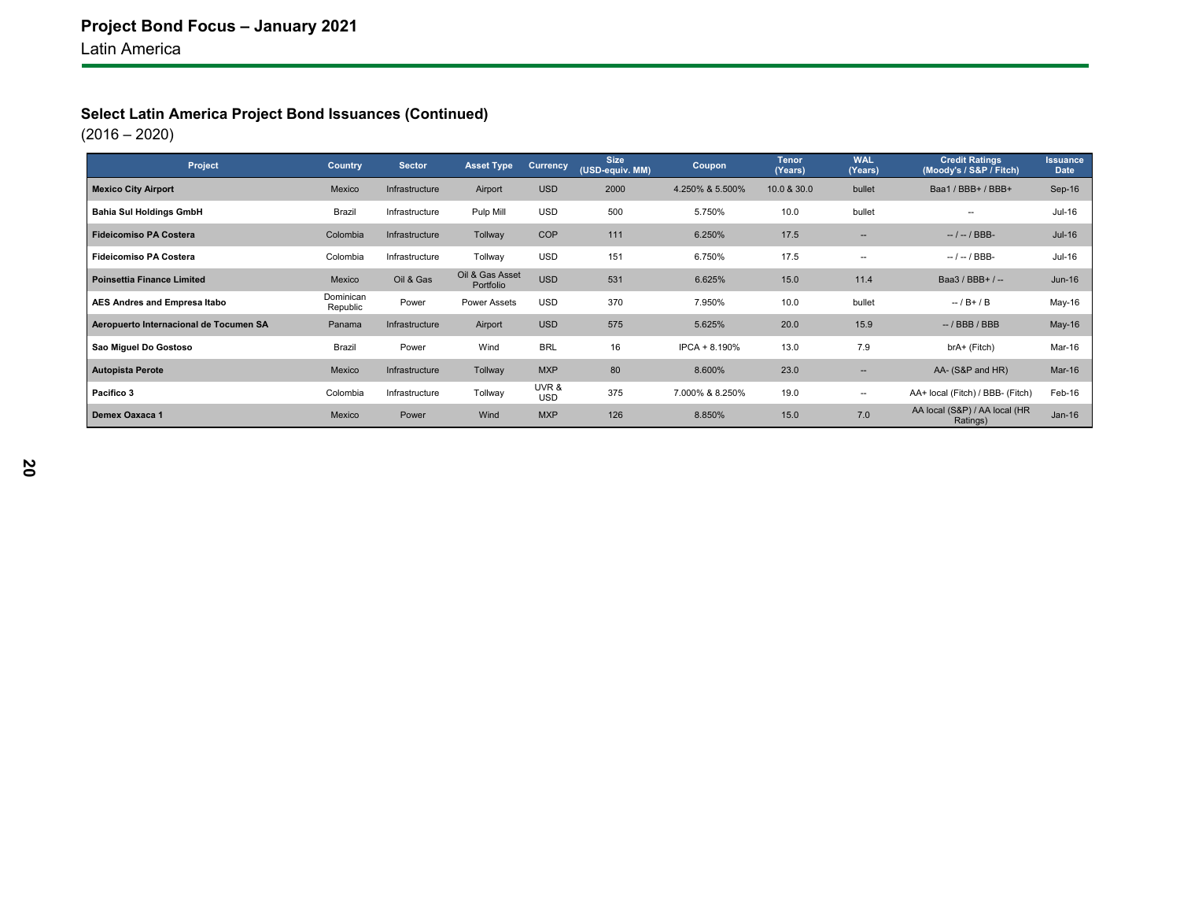# Project Bond Focus – January 2021

Latin America

## Select Latin America Project Bond Issuances (Continued)

(2016 – 2020)

| Project | Country | Sector | Asset Type | Currency | Size (USD-equiv. MM) | Coupon | Tenor (Years) | WAL (Years) | Credit Ratings (Moody's / S&P / Fitch) | Issuance Date |
|---|---|---|---|---|---|---|---|---|---|---|
| **Mexico City Airport** | Mexico | Infrastructure | Airport | USD | 2000 | 4.250% & 5.500% | 10.0 & 30.0 | bullet | Baa1 / BBB+ / BBB+ | Sep-16 |
| **Bahia Sul Holdings GmbH** | Brazil | Infrastructure | Pulp Mill | USD | 500 | 5.750% | 10.0 | bullet | -- | Jul-16 |
| **Fideicomiso PA Costera** | Colombia | Infrastructure | Tollway | COP | 111 | 6.250% | 17.5 | -- | -- / -- / BBB- | Jul-16 |
| **Fideicomiso PA Costera** | Colombia | Infrastructure | Tollway | USD | 151 | 6.750% | 17.5 | -- | -- / -- / BBB- | Jul-16 |
| **Poinsettia Finance Limited** | Mexico | Oil & Gas | Oil & Gas Asset Portfolio | USD | 531 | 6.625% | 15.0 | 11.4 | Baa3 / BBB+ / -- | Jun-16 |
| **AES Andres and Empresa Itabo** | Dominican Republic | Power | Power Assets | USD | 370 | 7.950% | 10.0 | bullet | -- / B+ / B | May-16 |
| **Aeropuerto Internacional de Tocumen SA** | Panama | Infrastructure | Airport | USD | 575 | 5.625% | 20.0 | 15.9 | -- / BBB / BBB | May-16 |
| **Sao Miguel Do Gostoso** | Brazil | Power | Wind | BRL | 16 | IPCA + 8.190% | 13.0 | 7.9 | brA+ (Fitch) | Mar-16 |
| **Autopista Perote** | Mexico | Infrastructure | Tollway | MXP | 80 | 8.600% | 23.0 | -- | AA- (S&P and HR) | Mar-16 |
| **Pacifico 3** | Colombia | Infrastructure | Tollway | UVR & USD | 375 | 7.000% & 8.250% | 19.0 | -- | AA+ local (Fitch) / BBB- (Fitch) | Feb-16 |
| **Demex Oaxaca 1** | Mexico | Power | Wind | MXP | 126 | 8.850% | 15.0 | 7.0 | AA local (S&P) / AA local (HR Ratings) | Jan-16 |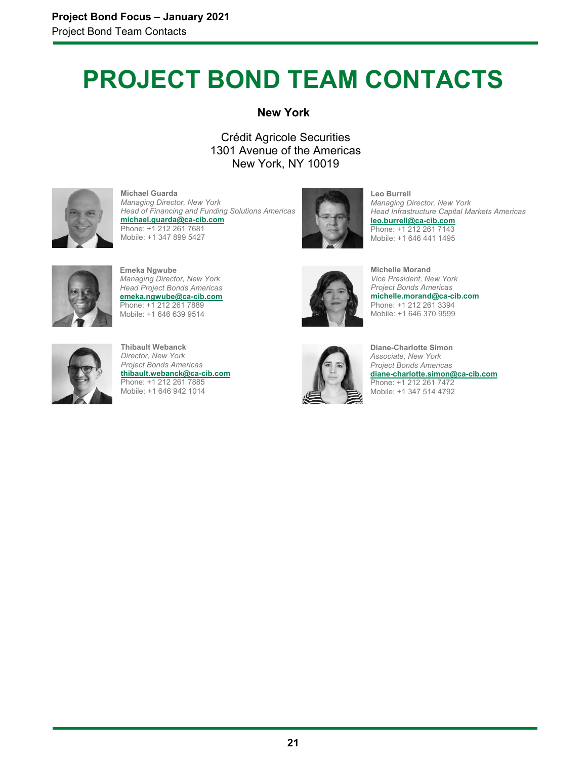# PROJECT BOND TEAM CONTACTS

## New York

Crédit Agricole Securities
1301 Avenue of the Americas
New York, NY 10019

**Michael Guarda**
*Managing Director, New York*
*Head of Financing and Funding Solutions Americas*
**michael.guarda@ca-cib.com**
Phone: +1 212 261 7681
Mobile: +1 347 899 5427

**Leo Burrell**
*Managing Director, New York*
*Head Infrastructure Capital Markets Americas*
**leo.burrell@ca-cib.com**
Phone: +1 212 261 7143
Mobile: +1 646 441 1495

**Emeka Ngwube**
*Managing Director, New York*
*Head Project Bonds Americas*
**emeka.ngwube@ca-cib.com**
Phone: +1 212 261 7889
Mobile: +1 646 639 9514

**Michelle Morand**
*Vice President, New York*
*Project Bonds Americas*
**michelle.morand@ca-cib.com**
Phone: +1 212 261 3394
Mobile: +1 646 370 9599

**Thibault Webanck**
*Director, New York*
*Project Bonds Americas*
**thibault.webanck@ca-cib.com**
Phone: +1 212 261 7885
Mobile: +1 646 942 1014

**Diane-Charlotte Simon**
*Associate, New York*
*Project Bonds Americas*
**diane-charlotte.simon@ca-cib.com**
Phone: +1 212 261 7472
Mobile: +1 347 514 4792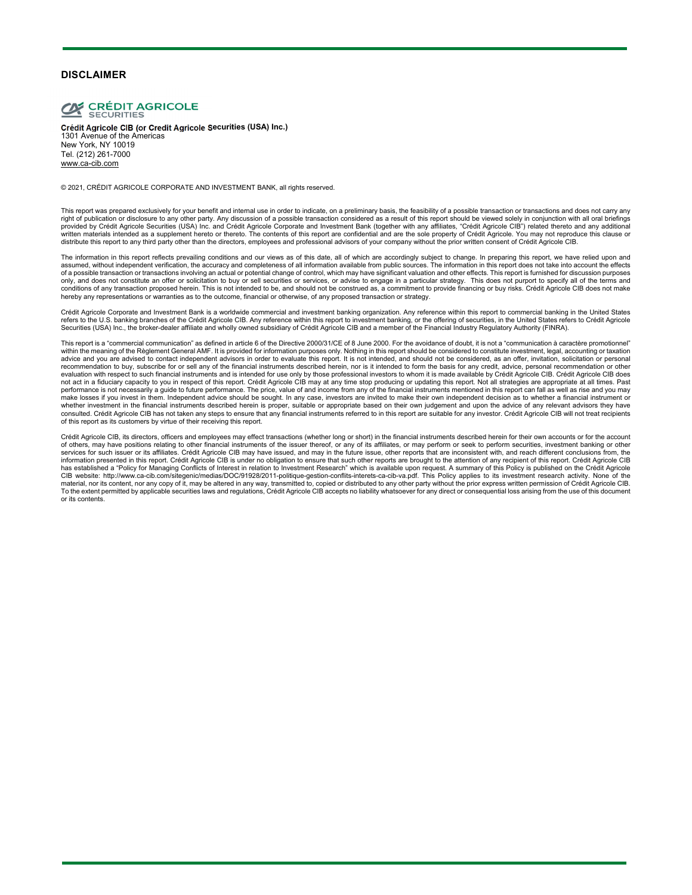## DISCLAIMER

CRÉDIT AGRICOLE
SECURITIES

**Crédit Agricole CIB (or Credit Agricole Securities (USA) Inc.)**
1301 Avenue of the Americas
New York, NY 10019
Tel. (212) 261-7000
www.ca-cib.com

© 2021, CRÉDIT AGRICOLE CORPORATE AND INVESTMENT BANK, all rights reserved.

This report was prepared exclusively for your benefit and internal use in order to indicate, on a preliminary basis, the feasibility of a possible transaction or transactions and does not carry any right of publication or disclosure to any other party. Any discussion of a possible transaction considered as a result of this report should be viewed solely in conjunction with all oral briefings provided by Crédit Agricole Securities (USA) Inc. and Crédit Agricole Corporate and Investment Bank (together with any affiliates, "Crédit Agricole CIB") related thereto and any additional written materials intended as a supplement hereto or thereto. The contents of this report are confidential and are the sole property of Crédit Agricole. You may not reproduce this clause or distribute this report to any third party other than the directors, employees and professional advisors of your company without the prior written consent of Crédit Agricole CIB.

The information in this report reflects prevailing conditions and our views as of this date, all of which are accordingly subject to change. In preparing this report, we have relied upon and assumed, without independent verification, the accuracy and completeness of all information available from public sources. The information in this report does not take into account the effects of a possible transaction or transactions involving an actual or potential change of control, which may have significant valuation and other effects. This report is furnished for discussion purposes only, and does not constitute an offer or solicitation to buy or sell securities or services, or advise to engage in a particular strategy. This does not purport to specify all of the terms and conditions of any transaction proposed herein. This is not intended to be, and should not be construed as, a commitment to provide financing or buy risks. Crédit Agricole CIB does not make hereby any representations or warranties as to the outcome, financial or otherwise, of any proposed transaction or strategy.

Crédit Agricole Corporate and Investment Bank is a worldwide commercial and investment banking organization. Any reference within this report to commercial banking in the United States refers to the U.S. banking branches of the Crédit Agricole CIB. Any reference within this report to investment banking, or the offering of securities, in the United States refers to Crédit Agricole Securities (USA) Inc., the broker-dealer affiliate and wholly owned subsidiary of Crédit Agricole CIB and a member of the Financial Industry Regulatory Authority (FINRA).

This report is a "commercial communication" as defined in article 6 of the Directive 2000/31/CE of 8 June 2000. For the avoidance of doubt, it is not a "communication à caractère promotionnel" within the meaning of the Règlement General AMF. It is provided for information purposes only. Nothing in this report should be considered to constitute investment, legal, accounting or taxation advice and you are advised to contact independent advisors in order to evaluate this report. It is not intended, and should not be considered, as an offer, invitation, solicitation or personal recommendation to buy, subscribe for or sell any of the financial instruments described herein, nor is it intended to form the basis for any credit, advice, personal recommendation or other evaluation with respect to such financial instruments and is intended for use only by those professional investors to whom it is made available by Crédit Agricole CIB. Crédit Agricole CIB does not act in a fiduciary capacity to you in respect of this report. Crédit Agricole CIB may at any time stop producing or updating this report. Not all strategies are appropriate at all times. Past performance is not necessarily a guide to future performance. The price, value of and income from any of the financial instruments mentioned in this report can fall as well as rise and you may make losses if you invest in them. Independent advice should be sought. In any case, investors are invited to make their own independent decision as to whether a financial instrument or whether investment in the financial instruments described herein is proper, suitable or appropriate based on their own judgement and upon the advice of any relevant advisors they have consulted. Crédit Agricole CIB has not taken any steps to ensure that any financial instruments referred to in this report are suitable for any investor. Crédit Agricole CIB will not treat recipients of this report as its customers by virtue of their receiving this report.

Crédit Agricole CIB, its directors, officers and employees may effect transactions (whether long or short) in the financial instruments described herein for their own accounts or for the account of others, may have positions relating to other financial instruments of the issuer thereof, or any of its affiliates, or may perform or seek to perform securities, investment banking or other services for such issuer or its affiliates. Crédit Agricole CIB may have issued, and may in the future issue, other reports that are inconsistent with, and reach different conclusions from, the information presented in this report. Crédit Agricole CIB is under no obligation to ensure that such other reports are brought to the attention of any recipient of this report. Crédit Agricole CIB has established a "Policy for Managing Conflicts of Interest in relation to Investment Research" which is available upon request. A summary of this Policy is published on the Crédit Agricole CIB website: http://www.ca-cib.com/sitegenic/medias/DOC/91928/2011-politique-gestion-conflits-interets-ca-cib-va.pdf. This Policy applies to its investment research activity. None of the material, nor its content, nor any copy of it, may be altered in any way, transmitted to, copied or distributed to any other party without the prior express written permission of Crédit Agricole CIB. To the extent permitted by applicable securities laws and regulations, Crédit Agricole CIB accepts no liability whatsoever for any direct or consequential loss arising from the use of this document or its contents.